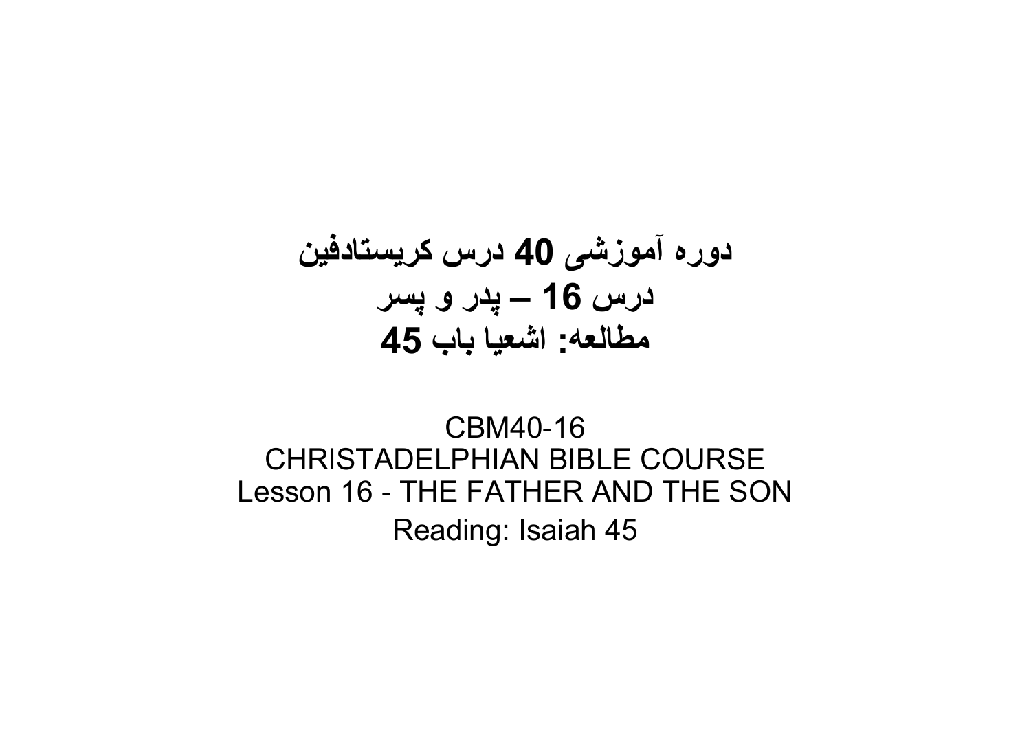# دوره آموزشی 40 درس کریستادفین
# درس 16 – پدر و پسر
# مطالعه: اشعیا باب 45

CBM40-16
CHRISTADELPHIAN BIBLE COURSE
Lesson 16 - THE FATHER AND THE SON
Reading: Isaiah 45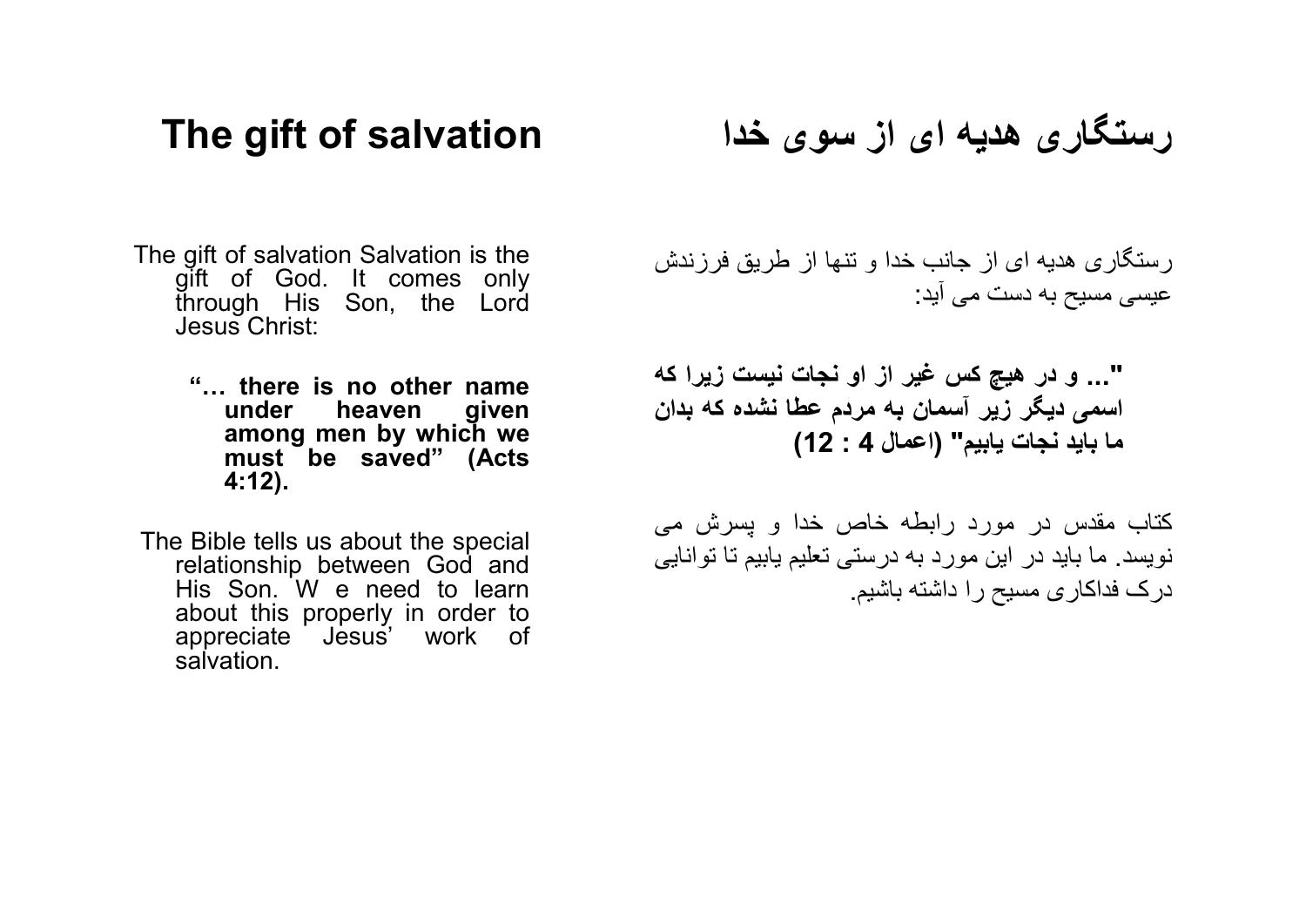# The gift of salvation

The gift of salvation Salvation is the gift of God. It comes only through His Son, the Lord Jesus Christ:

> **"… there is no other name under heaven given among men by which we must be saved" (Acts 4:12).**

The Bible tells us about the special relationship between God and His Son. W e need to learn about this properly in order to appreciate Jesus' work of salvation.

# رستگاری هدیه ای از سوی خدا

رستگاری هدیه ای از جانب خدا و تنها از طریق فرزندش عیسی مسیح به دست می آید:

> **"... و در هیچ کس غیر از او نجات نیست زیرا که اسمی دیگر زیر آسمان به مردم عطا نشده که بدان ما باید نجات یابیم" (اعمال 4 : 12)**

کتاب مقدس در مورد رابطه خاص خدا و پسرش می نویسد. ما باید در این مورد به درستی تعلیم یابیم تا توانایی درک فداکاری مسیح را داشته باشیم.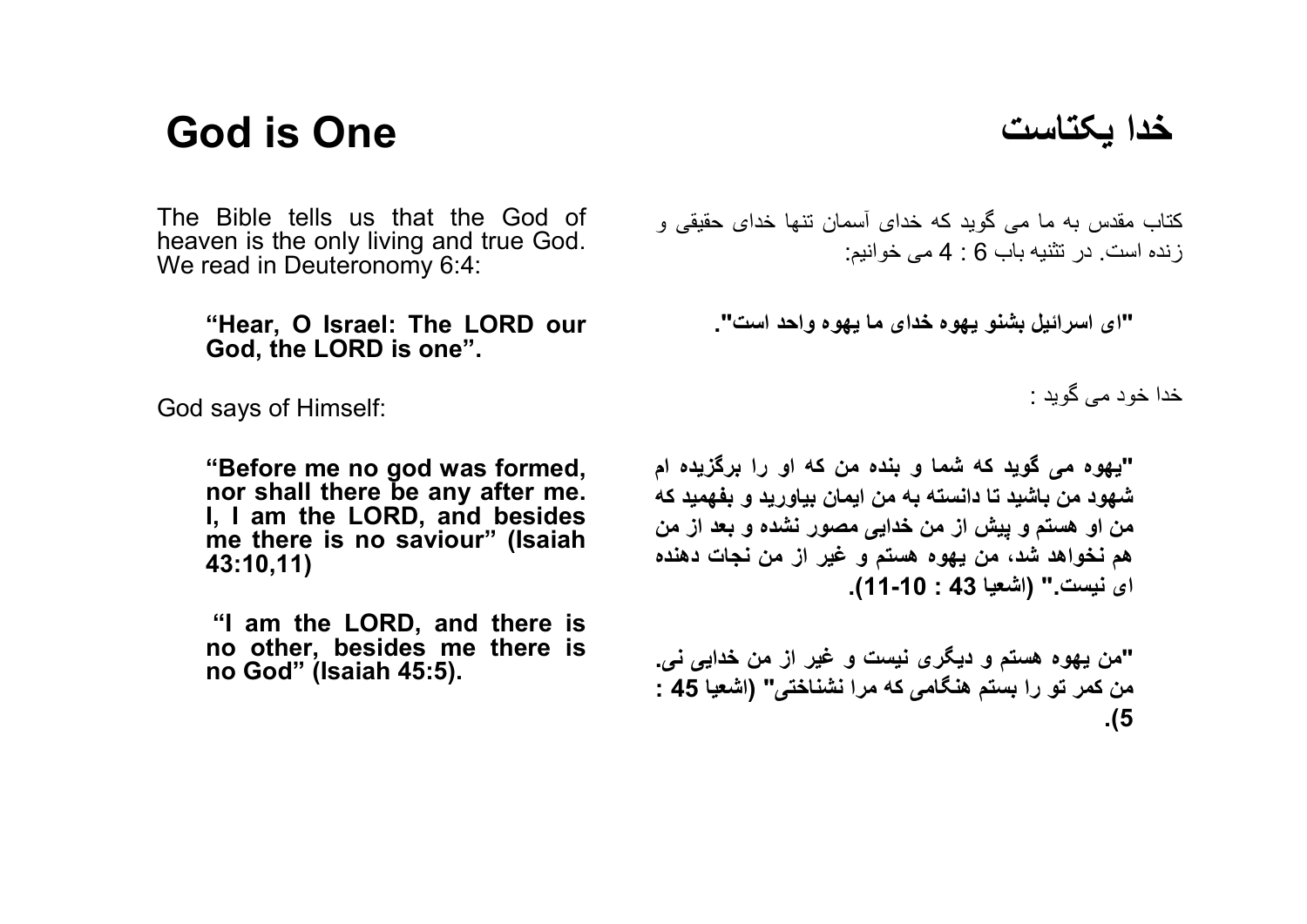# God is One

The Bible tells us that the God of heaven is the only living and true God. We read in Deuteronomy 6:4:

> **"Hear, O Israel: The LORD our God, the LORD is one".**

God says of Himself:

> **"Before me no god was formed, nor shall there be any after me. I, I am the LORD, and besides me there is no saviour" (Isaiah 43:10,11)**

> **"I am the LORD, and there is no other, besides me there is no God" (Isaiah 45:5).**

# خدا یکتاست

کتاب مقدس به ما می گوید که خدای آسمان تنها خدای حقیقی و زنده است. در تثنیه باب 6 : 4 می خوانیم:

> **"ای اسرائیل بشنو یهوه خدای ما یهوه واحد است".**

خدا خود می گوید :

> **"یهوه می گوید که شما و بنده من که او را برگزیده ام شهود من باشید تا دانسته به من ایمان بیاورید و بفهمید که من او هستم و پیش از من خدایی مصور نشده و بعد از من هم نخواهد شد، من یهوه هستم و غیر از من نجات دهنده ای نیست." (اشعیا 43 : 10-11).**

> **"من یهوه هستم و دیگری نیست و غیر از من خدایی نی. من کمر تو را بستم هنگامی که مرا نشناختی" (اشعیا 45 : 5).**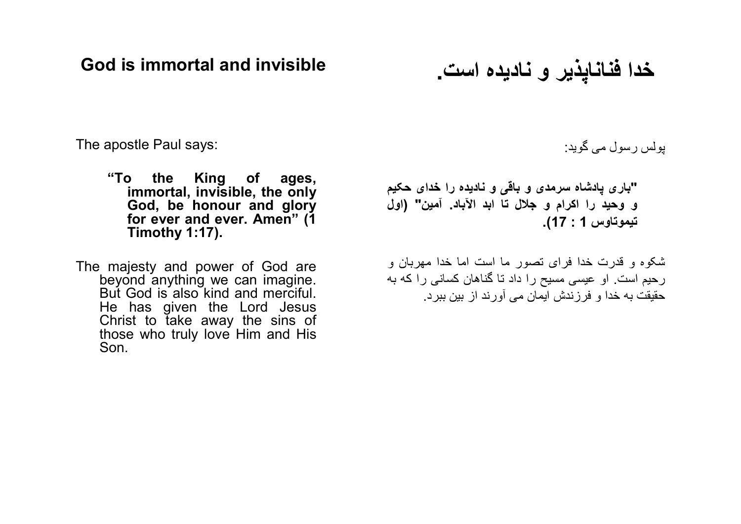## God is immortal and invisible

The apostle Paul says:

> **"To the King of ages, immortal, invisible, the only God, be honour and glory for ever and ever. Amen" (1 Timothy 1:17).**

The majesty and power of God are beyond anything we can imagine. But God is also kind and merciful. He has given the Lord Jesus Christ to take away the sins of those who truly love Him and His Son.

## خدا فناناپذیر و نادیده است.

پولس رسول می گوید:

> **"باری پادشاه سرمدی و باقی و نادیده را خدای حکیم و وحید را اکرام و جلال تا ابد الآباد. آمین" (اول تیموتاوس 1 : 17).**

شکوه و قدرت خدا فرای تصور ما است اما خدا مهربان و رحیم است. او عیسی مسیح را داد تا گناهان کسانی را که به حقیقت به خدا و فرزندش ایمان می آورند از بین ببرد.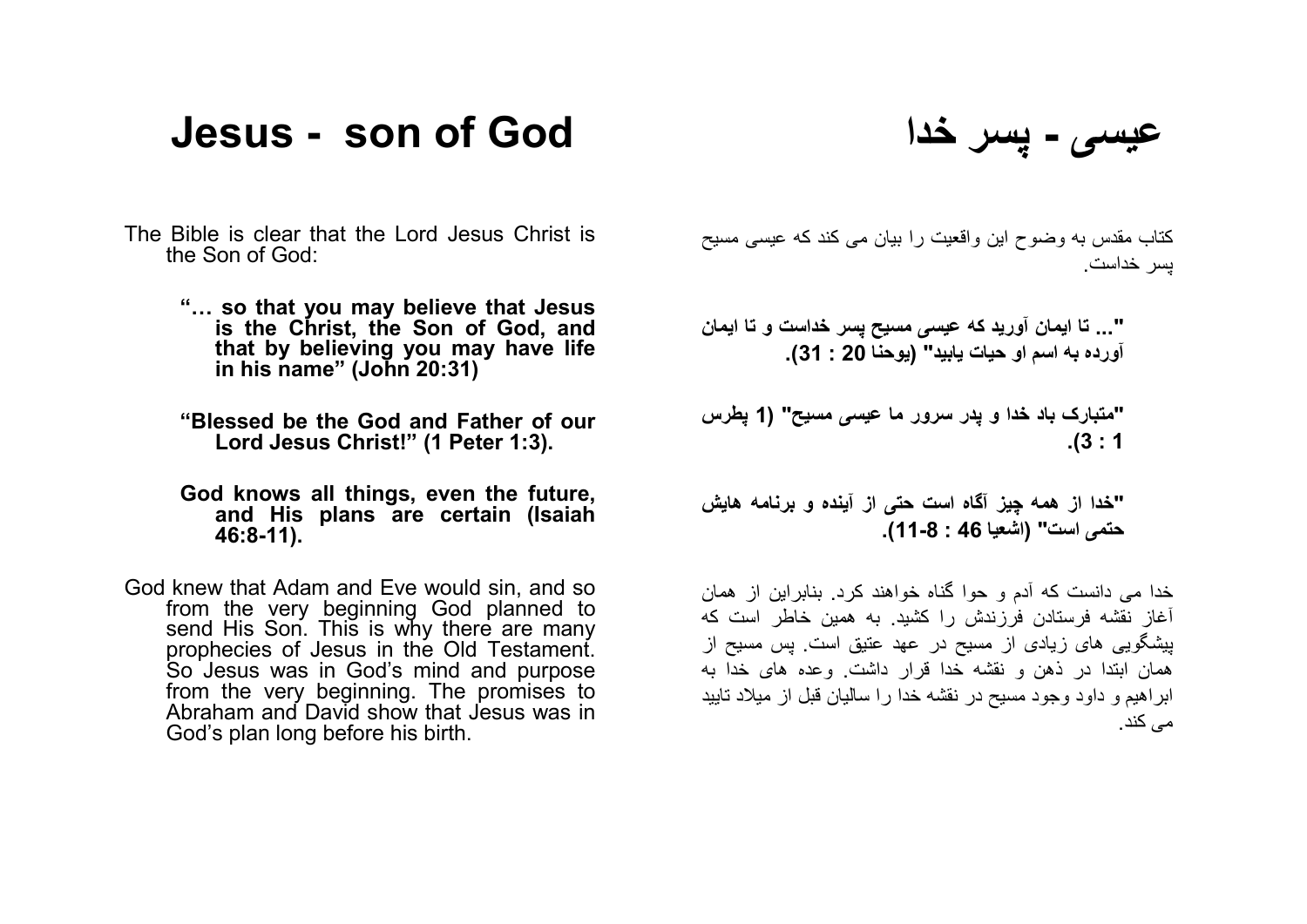# Jesus - son of God

The Bible is clear that the Lord Jesus Christ is the Son of God:

> **"… so that you may believe that Jesus is the Christ, the Son of God, and that by believing you may have life in his name" (John 20:31)**

> **"Blessed be the God and Father of our Lord Jesus Christ!" (1 Peter 1:3).**

> **God knows all things, even the future, and His plans are certain (Isaiah 46:8-11).**

God knew that Adam and Eve would sin, and so from the very beginning God planned to send His Son. This is why there are many prophecies of Jesus in the Old Testament. So Jesus was in God's mind and purpose from the very beginning. The promises to Abraham and David show that Jesus was in God's plan long before his birth.

# عیسی - پسر خدا

کتاب مقدس به وضوح این واقعیت را بیان می کند که عیسی مسیح پسر خداست.

> **"... تا ایمان آورید که عیسی مسیح پسر خداست و تا ایمان آورده به اسم او حیات یابید" (یوحنا 20 : 31).**

> **"متبارک باد خدا و پدر سرور ما عیسی مسیح" (1 پطرس 1 : 3).**

> **"خدا از همه چیز آگاه است حتی از آینده و برنامه هایش حتمی است" (اشعیا 46 : 8-11).**

خدا می دانست که آدم و حوا گناه خواهند کرد. بنابراین از همان آغاز نقشه فرستادن فرزندش را کشید. به همین خاطر است که پیشگویی های زیادی از مسیح در عهد عتیق است. پس مسیح از همان ابتدا در ذهن و نقشه خدا قرار داشت. وعده های خدا به ابراهیم و داود وجود مسیح در نقشه خدا را سالیان قبل از میلاد تایید می کند.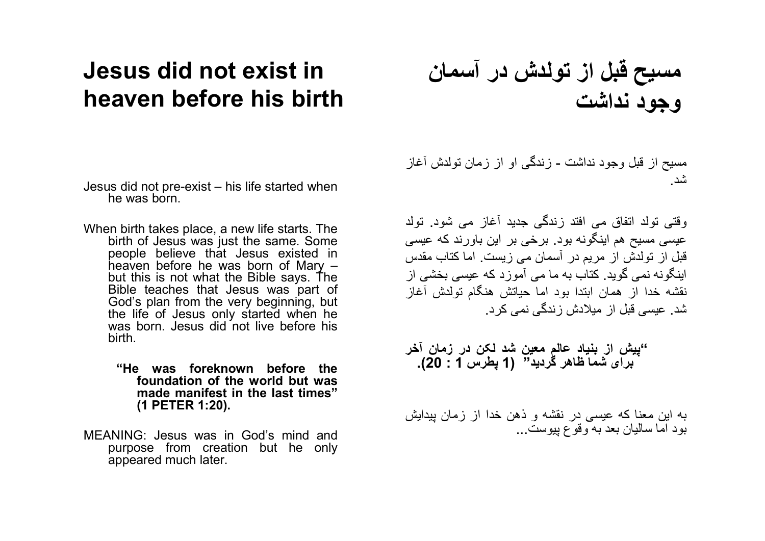# Jesus did not exist in heaven before his birth

Jesus did not pre-exist – his life started when he was born.

When birth takes place, a new life starts. The birth of Jesus was just the same. Some people believe that Jesus existed in heaven before he was born of Mary – but this is not what the Bible says. The Bible teaches that Jesus was part of God's plan from the very beginning, but the life of Jesus only started when he was born. Jesus did not live before his birth.

> **"He was foreknown before the foundation of the world but was made manifest in the last times" (1 PETER 1:20).**

MEANING: Jesus was in God's mind and purpose from creation but he only appeared much later.

# مسیح قبل از تولدش در آسمان وجود نداشت

مسیح از قبل وجود نداشت - زندگی او از زمان تولدش آغاز شد.

وقتی تولد اتفاق می افتد زندگی جدید آغاز می شود. تولد عیسی مسیح هم اینگونه بود. برخی بر این باورند که عیسی قبل از تولدش از مریم در آسمان می زیست. اما کتاب مقدس اینگونه نمی گوید. کتاب به ما می آموزد که عیسی بخشی از نقشه خدا از همان ابتدا بود اما حیاتش هنگام تولدش آغاز شد. عیسی قبل از میلادش زندگی نمی کرد.

> **"پیش از بنیاد عالم معین شد لکن در زمان آخر برای شما ظاهر گردید" (1 پطرس 1 : 20).**

به این معنا که عیسی در نقشه و ذهن خدا از زمان پیدایش بود اما سالیان بعد به وقوع پیوست...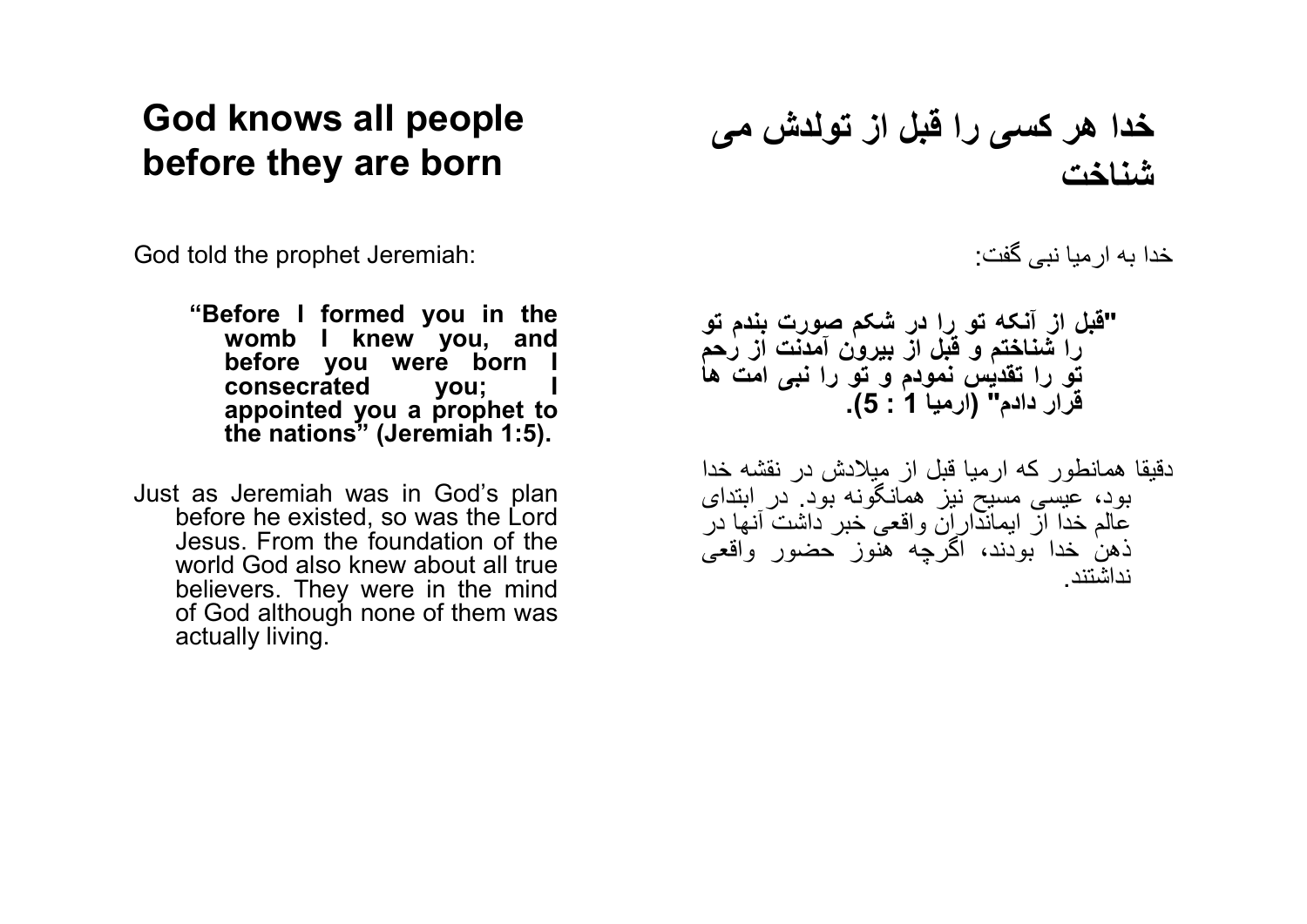## God knows all people before they are born

God told the prophet Jeremiah:

> **"Before I formed you in the womb I knew you, and before you were born I consecrated you; I appointed you a prophet to the nations" (Jeremiah 1:5).**

Just as Jeremiah was in God's plan before he existed, so was the Lord Jesus. From the foundation of the world God also knew about all true believers. They were in the mind of God although none of them was actually living.

## خدا هر کسی را قبل از تولدش می شناخت

خدا به ارمیا نبی گفت:

> **"قبل از آنکه تو را در شکم صورت بندم تو را شناختم و قبل از بیرون آمدنت از رحم تو را تقدیس نمودم و تو را نبی امت ها قرار دادم" (ارمیا 1 : 5).**

دقیقا همانطور که ارمیا قبل از میلادش در نقشه خدا بود، عیسی مسیح نیز همانگونه بود. در ابتدای عالم خدا از ایمانداران واقعی خبر داشت آنها در ذهن خدا بودند، اگرچه هنوز حضور واقعی نداشتند.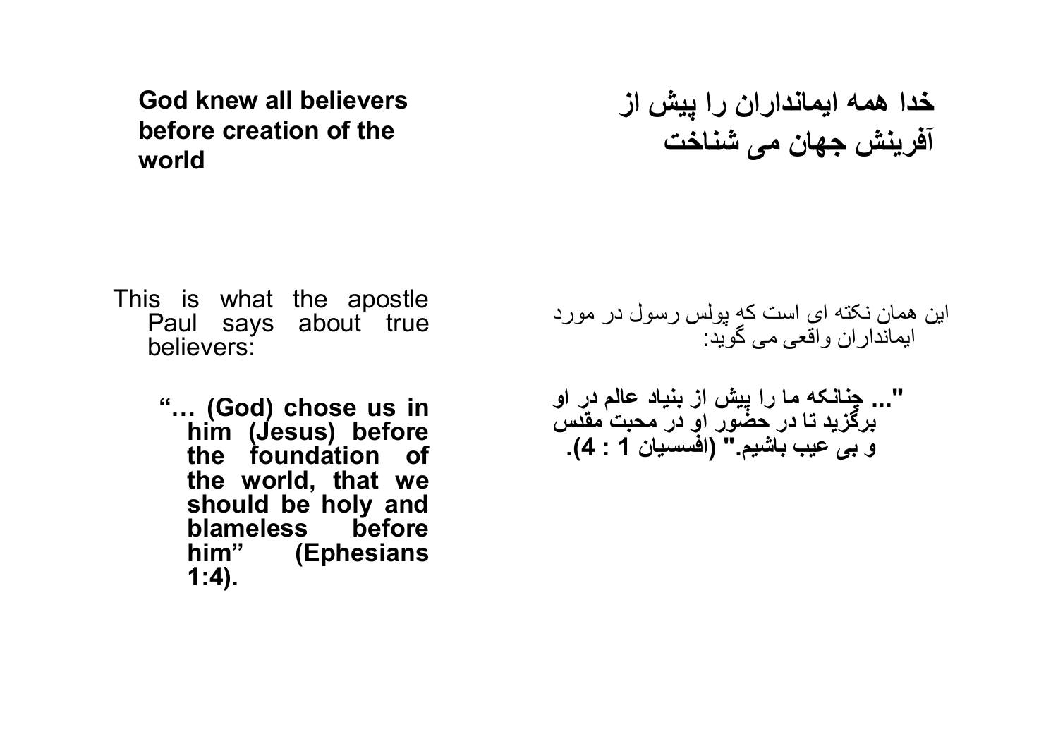**God knew all believers before creation of the world**

**خدا همه ایمانداران را پیش از آفرینش جهان می شناخت**

This is what the apostle Paul says about true believers:

**"… (God) chose us in him (Jesus) before the foundation of the world, that we should be holy and blameless before him" (Ephesians 1:4).**

این همان نکته ای است که پولس رسول در مورد ایمانداران واقعی می گوید:

**"... چنانکه ما را پیش از بنیاد عالم در او برگزید تا در حضور او در محبت مقدس و بی عیب باشیم." (افسسیان 1 : 4).**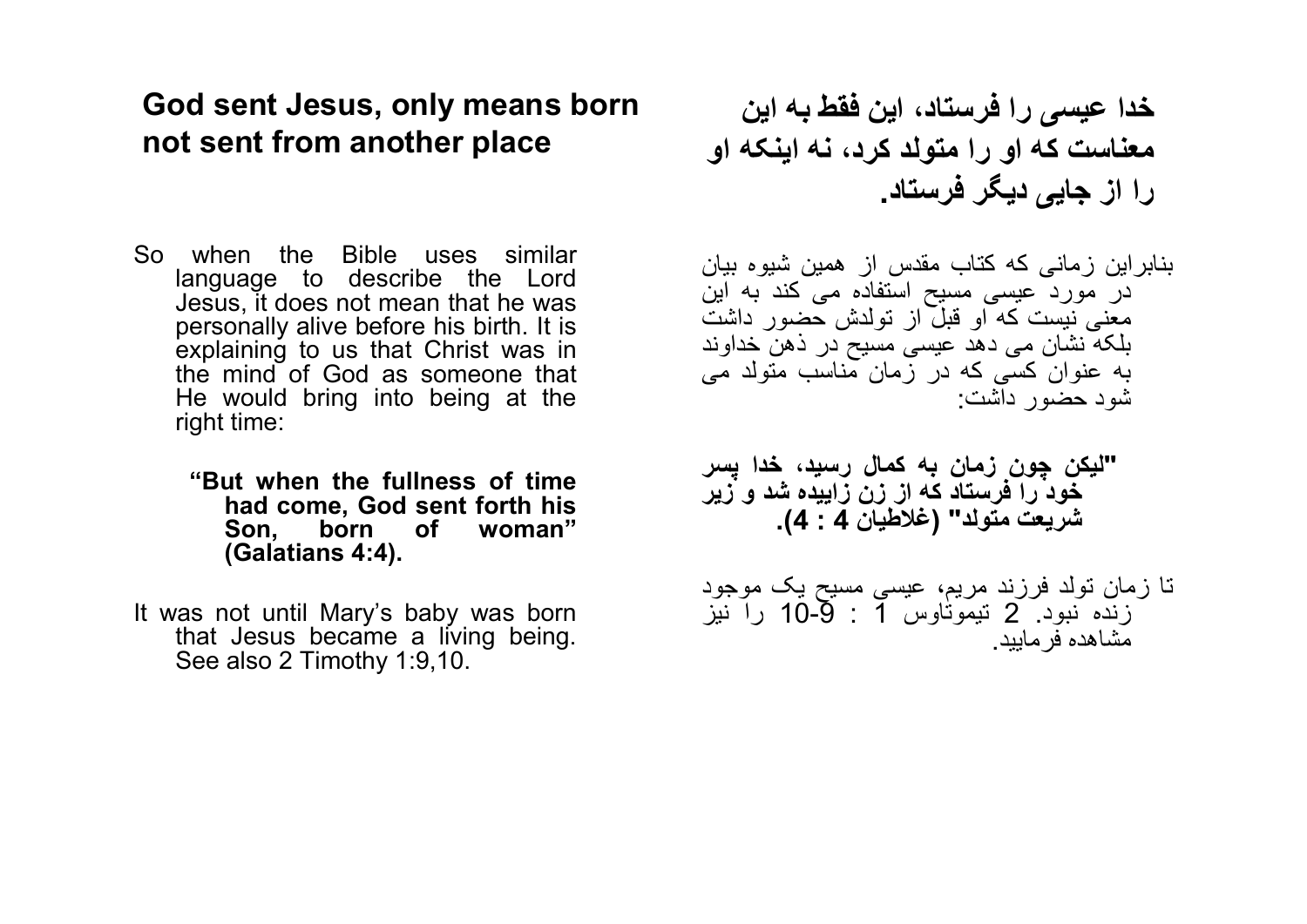## God sent Jesus, only means born not sent from another place

So when the Bible uses similar language to describe the Lord Jesus, it does not mean that he was personally alive before his birth. It is explaining to us that Christ was in the mind of God as someone that He would bring into being at the right time:

> **"But when the fullness of time had come, God sent forth his Son, born of woman" (Galatians 4:4).**

It was not until Mary's baby was born that Jesus became a living being. See also 2 Timothy 1:9,10.

## خدا عیسی را فرستاد، این فقط به این معناست که او را متولد کرد، نه اینکه او را از جایی دیگر فرستاد.

بنابراین زمانی که کتاب مقدس از همین شیوه بیان در مورد عیسی مسیح استفاده می کند به این معنی نیست که او قبل از تولدش حضور داشت بلکه نشان می دهد عیسی مسیح در ذهن خداوند به عنوان کسی که در زمان مناسب متولد می شود حضور داشت:

> **"لیکن چون زمان به کمال رسید، خدا پسر خود را فرستاد که از زن زاییده شد و زیر شریعت متولد" (غلاطیان 4 : 4).**

تا زمان تولد فرزند مریم، عیسی مسیح یک موجود زنده نبود. 2 تیموتاوس 1 : 9-10 را نیز مشاهده فرمایید.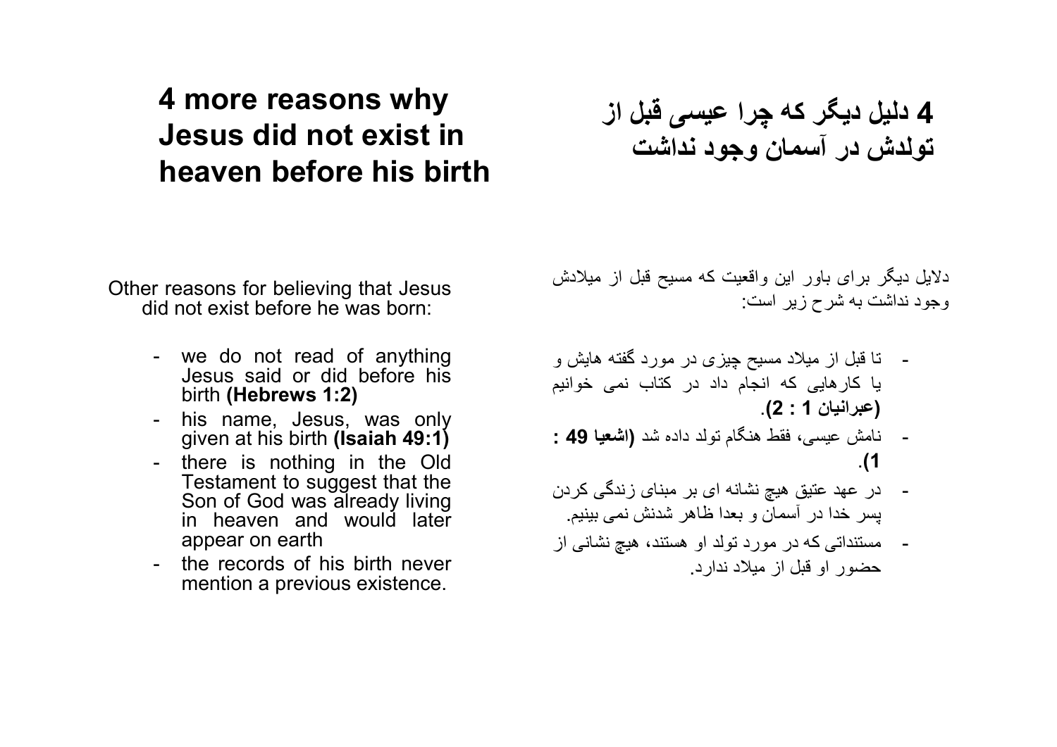# 4 more reasons why Jesus did not exist in heaven before his birth

Other reasons for believing that Jesus did not exist before he was born:

- we do not read of anything Jesus said or did before his birth **(Hebrews 1:2)**
- his name, Jesus, was only given at his birth **(Isaiah 49:1)**
- there is nothing in the Old Testament to suggest that the Son of God was already living in heaven and would later appear on earth
- the records of his birth never mention a previous existence.

# 4 دلیل دیگر که چرا عیسی قبل از تولدش در آسمان وجود نداشت

دلایل دیگر برای باور این واقعیت که مسیح قبل از میلادش وجود نداشت به شرح زیر است:

- تا قبل از میلاد مسیح چیزی در مورد گفته هایش و یا کارهایی که انجام داد در کتاب نمی خوانیم **(عبرانیان 1 : 2)**.
- نامش عیسی، فقط هنگام تولد داده شد **(اشعیا 49 : 1)**.
- در عهد عتیق هیچ نشانه ای بر مبنای زندگی کردن پسر خدا در آسمان و بعدا ظاهر شدنش نمی بینیم.
- مستنداتی که در مورد تولد او هستند، هیچ نشانی از حضور او قبل از میلاد ندارد.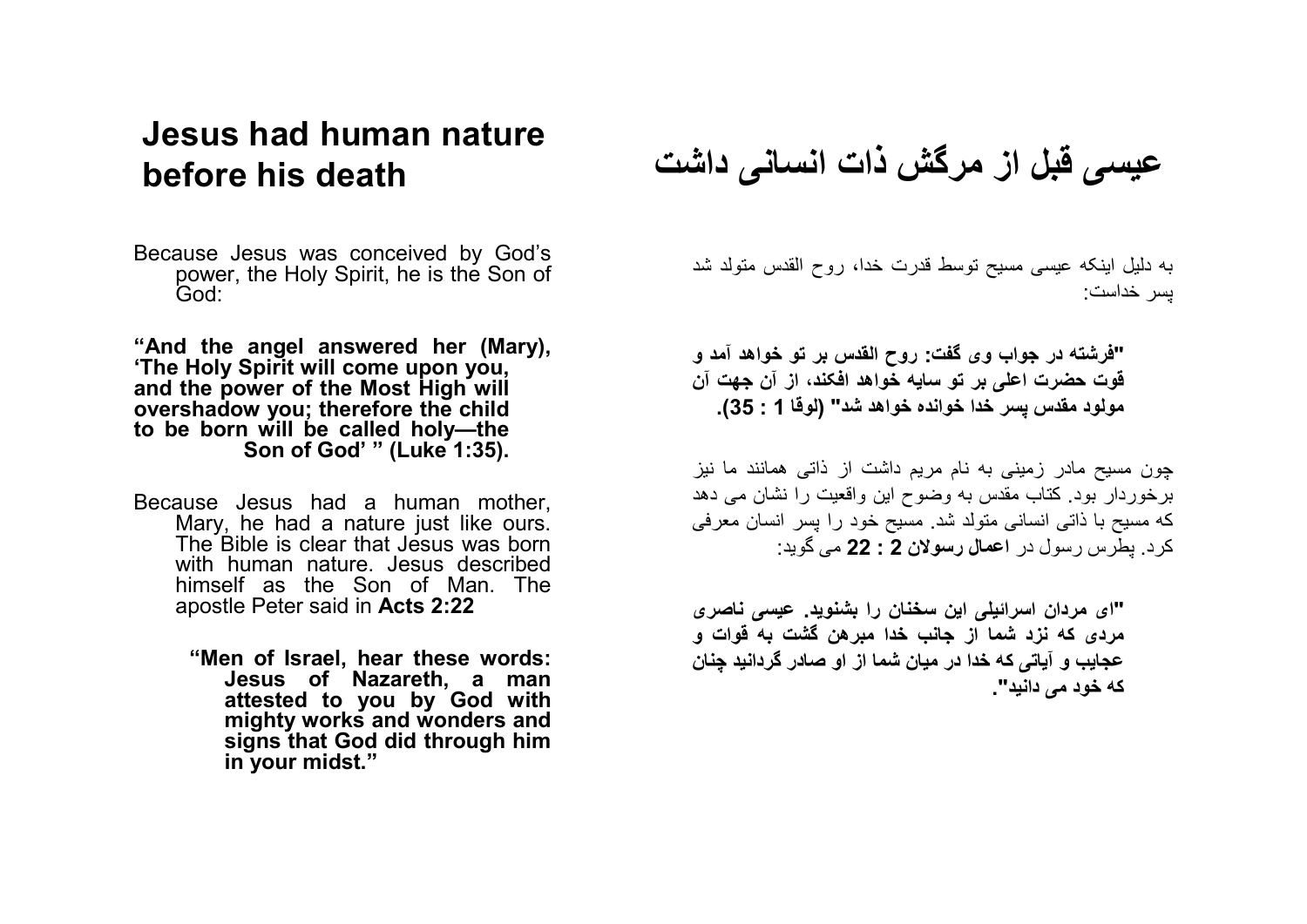# Jesus had human nature before his death

Because Jesus was conceived by God's power, the Holy Spirit, he is the Son of God:

**"And the angel answered her (Mary), 'The Holy Spirit will come upon you, and the power of the Most High will overshadow you; therefore the child to be born will be called holy—the Son of God' " (Luke 1:35).**

Because Jesus had a human mother, Mary, he had a nature just like ours. The Bible is clear that Jesus was born with human nature. Jesus described himself as the Son of Man. The apostle Peter said in **Acts 2:22**

> **"Men of Israel, hear these words: Jesus of Nazareth, a man attested to you by God with mighty works and wonders and signs that God did through him in your midst."**

# عیسی قبل از مرگش ذات انسانی داشت

به دلیل اینکه عیسی مسیح توسط قدرت خدا، روح القدس متولد شد پسر خداست:

**"فرشته در جواب وی گفت: روح القدس بر تو خواهد آمد و قوت حضرت اعلی بر تو سایه خواهد افکند، از آن جهت آن مولود مقدس پسر خدا خوانده خواهد شد" (لوقا 1 : 35).**

چون مسیح مادر زمینی به نام مریم داشت از ذاتی همانند ما نیز برخوردار بود. کتاب مقدس به وضوح این واقعیت را نشان می دهد که مسیح با ذاتی انسانی متولد شد. مسیح خود را پسر انسان معرفی کرد. پطرس رسول در **اعمال رسولان 2 : 22** می گوید:

> **"ای مردان اسرائیلی این سخنان را بشنوید. عیسی ناصری مردی که نزد شما از جانب خدا مبرهن گشت به قوات و عجایب و آیاتی که خدا در میان شما از او صادر گردانید چنان که خود می دانید".**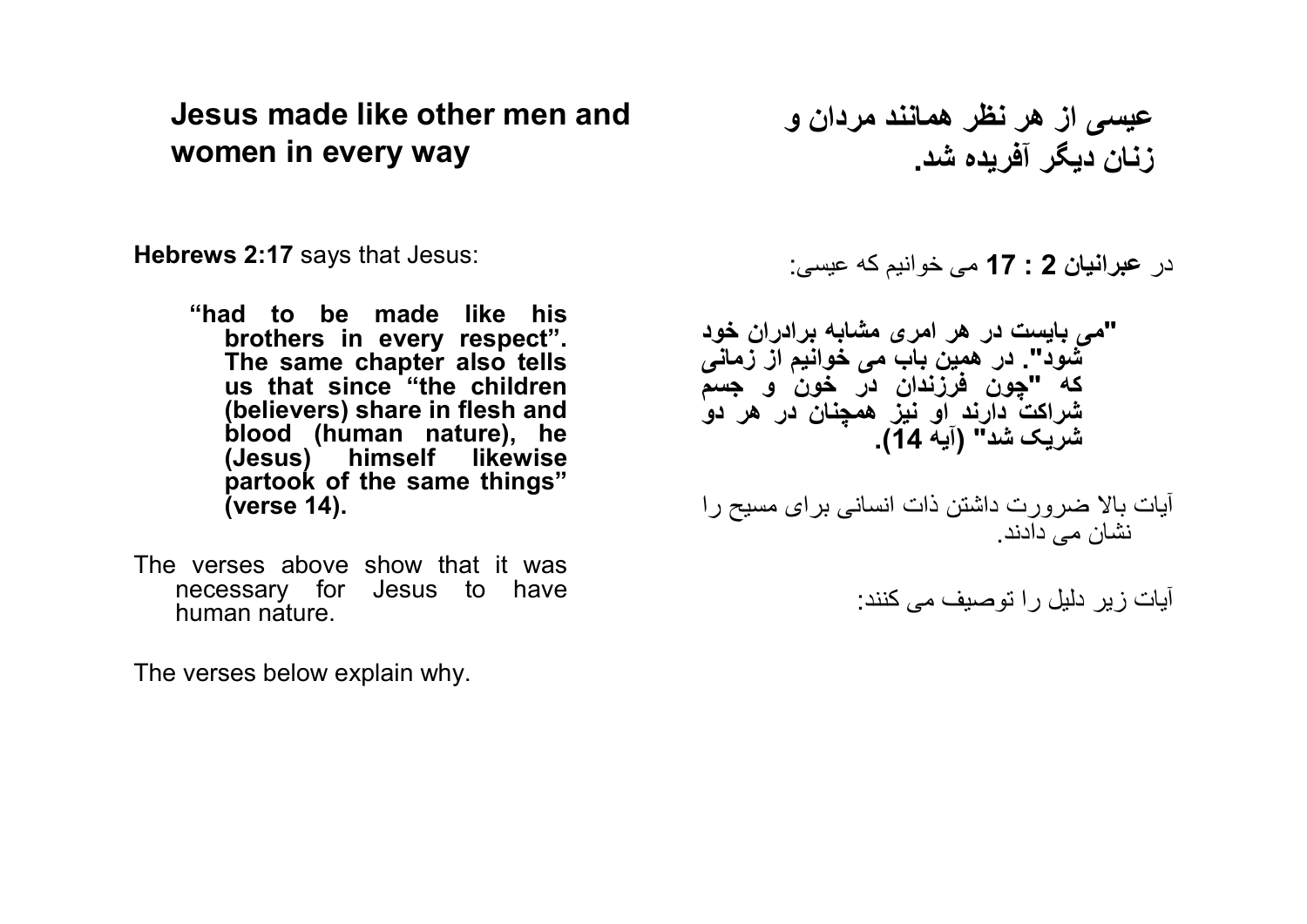## Jesus made like other men and women in every way

**Hebrews 2:17** says that Jesus:

> **“had to be made like his brothers in every respect”. The same chapter also tells us that since “the children (believers) share in flesh and blood (human nature), he (Jesus) himself likewise partook of the same things” (verse 14).**

The verses above show that it was necessary for Jesus to have human nature.

The verses below explain why.

## عیسی از هر نظر همانند مردان و زنان دیگر آفریده شد.

در **عبرانیان 2 : 17** می خوانیم که عیسی:

> **"می بایست در هر امری مشابه برادران خود شود". در همین باب می خوانیم از زمانی که "چون فرزندان در خون و جسم شراکت دارند او نیز همچنان در هر دو شریک شد" (آیه 14).**

آیات بالا ضرورت داشتن ذات انسانی برای مسیح را نشان می دادند.

آیات زیر دلیل را توصیف می کنند: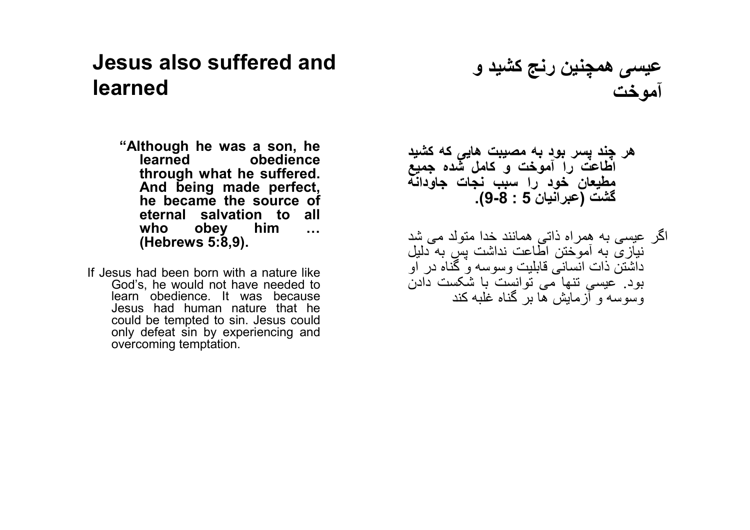## Jesus also suffered and learned

**"Although he was a son, he learned obedience through what he suffered. And being made perfect, he became the source of eternal salvation to all who obey him … (Hebrews 5:8,9).**

If Jesus had been born with a nature like God's, he would not have needed to learn obedience. It was because Jesus had human nature that he could be tempted to sin. Jesus could only defeat sin by experiencing and overcoming temptation.

## عیسی همچنین رنج کشید و آموخت

**هر چند پسر بود به مصیبت هایی که کشید اطاعت را آموخت و کامل شده جمیع مطیعان خود را سبب نجات جاودانه گشت (عبرانیان 5 : 8-9).**

اگر عیسی به همراه ذاتی همانند خدا متولد می شد نیازی به آموختن اطاعت نداشت پس به دلیل داشتن ذات انسانی قابلیت وسوسه و گناه در او بود. عیسی تنها می توانست با شکست دادن وسوسه و آزمایش ها بر گناه غلبه کند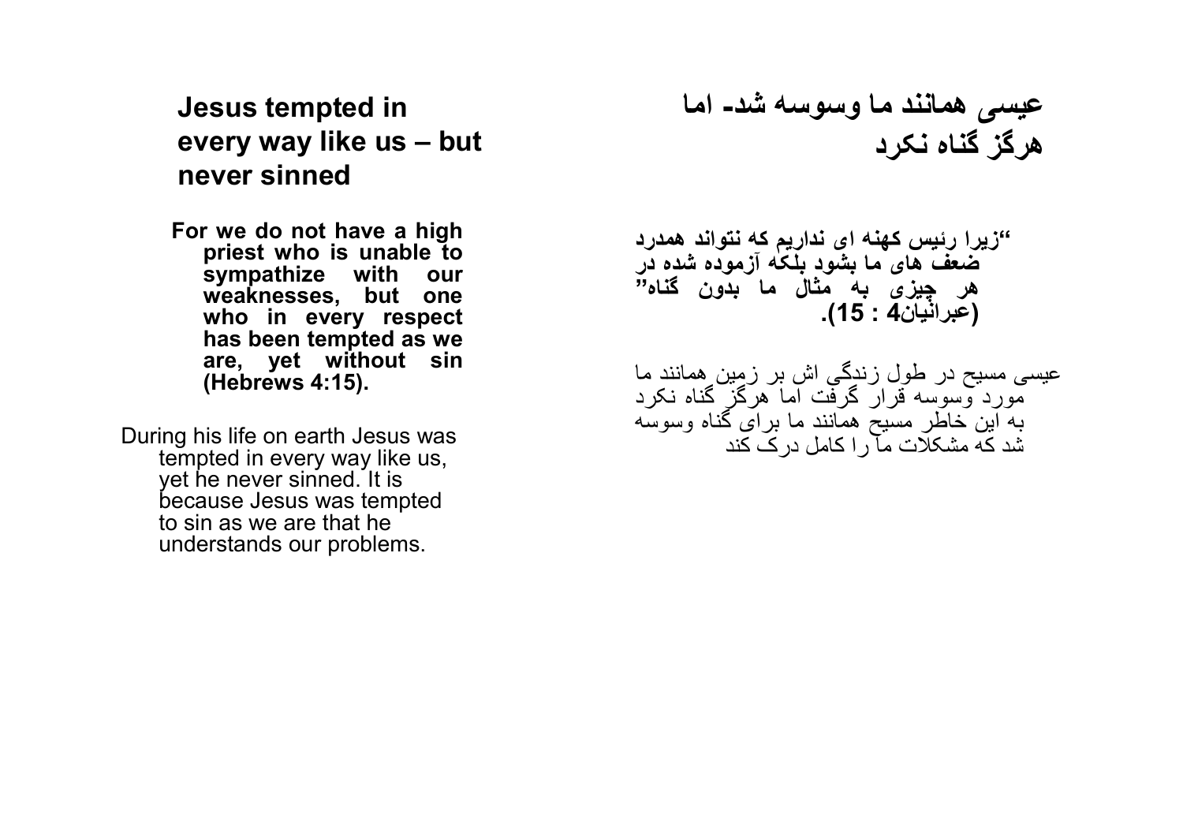## Jesus tempted in every way like us – but never sinned

**For we do not have a high priest who is unable to sympathize with our weaknesses, but one who in every respect has been tempted as we are, yet without sin (Hebrews 4:15).**

During his life on earth Jesus was tempted in every way like us, yet he never sinned. It is because Jesus was tempted to sin as we are that he understands our problems.

## عیسی همانند ما وسوسه شد- اما هرگز گناه نکرد

**"زیرا رئیس کهنه ای نداریم که نتواند همدرد ضعف های ما بشود بلکه آزموده شده در هر چیزی به مثال ما بدون گناه" (عبرانیان4 : 15).**

عیسی مسیح در طول زندگی اش بر زمین همانند ما مورد وسوسه قرار گرفت اما هرگز گناه نکرد به این خاطر مسیح همانند ما برای گناه وسوسه شد که مشکلات ما را کامل درک کند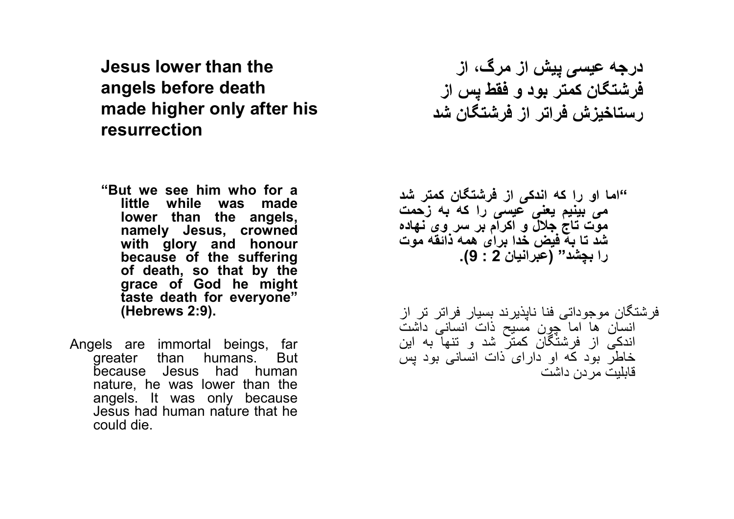**Jesus lower than the angels before death made higher only after his resurrection**

**“But we see him who for a little while was made lower than the angels, namely Jesus, crowned with glory and honour because of the suffering of death, so that by the grace of God he might taste death for everyone” (Hebrews 2:9).**

Angels are immortal beings, far greater than humans. But because Jesus had human nature, he was lower than the angels. It was only because Jesus had human nature that he could die.

**درجه عیسی پیش از مرگ، از فرشتگان کمتر بود و فقط پس از رستاخیزش فراتر از فرشتگان شد**

**“اما او را که اندکی از فرشتگان کمتر شد می بینیم یعنی عیسی را که به زحمت موت تاج جلال و اکرام بر سر وی نهاده شد تا به فیض خدا برای همه ذائقه موت را بچشد” (عبرانیان 2 : 9).**

فرشتگان موجوداتی فنا ناپذیرند بسیار فراتر تر از انسان ها اما چون مسیح ذات انسانی داشت اندکی از فرشتگان کمتر شد و تنها به این خاطر بود که او دارای ذات انسانی بود پس قابلیت مردن داشت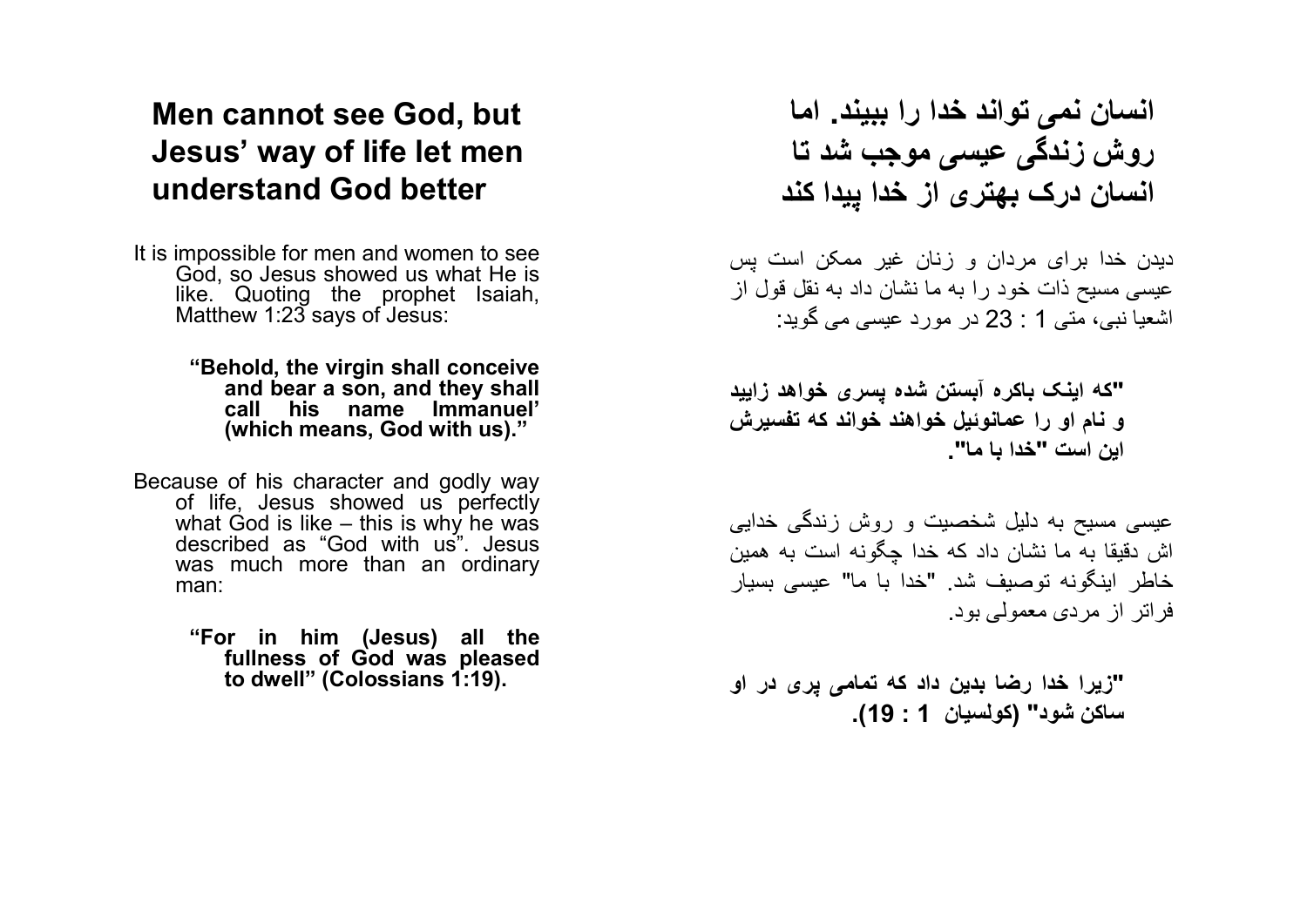## Men cannot see God, but Jesus' way of life let men understand God better

It is impossible for men and women to see God, so Jesus showed us what He is like. Quoting the prophet Isaiah, Matthew 1:23 says of Jesus:

> **"Behold, the virgin shall conceive and bear a son, and they shall call his name Immanuel' (which means, God with us)."**

Because of his character and godly way of life, Jesus showed us perfectly what God is like – this is why he was described as "God with us". Jesus was much more than an ordinary man:

> **"For in him (Jesus) all the fullness of God was pleased to dwell" (Colossians 1:19).**

## انسان نمی تواند خدا را ببیند. اما روش زندگی عیسی موجب شد تا انسان درک بهتری از خدا پیدا کند

دیدن خدا برای مردان و زنان غیر ممکن است پس عیسی مسیح ذات خود را به ما نشان داد به نقل قول از اشعیا نبی، متی 1 : 23 در مورد عیسی می گوید:

> **"که اینک باکره آبستن شده پسری خواهد زایید و نام او را عمانوئیل خواهند خواند که تفسیرش این است "خدا با ما".**

عیسی مسیح به دلیل شخصیت و روش زندگی خدایی اش دقیقا به ما نشان داد که خدا چگونه است به همین خاطر اینگونه توصیف شد. "خدا با ما" عیسی بسیار فراتر از مردی معمولی بود.

> **"زیرا خدا رضا بدین داد که تمامی پری در او ساکن شود" (کولسیان 1 : 19).**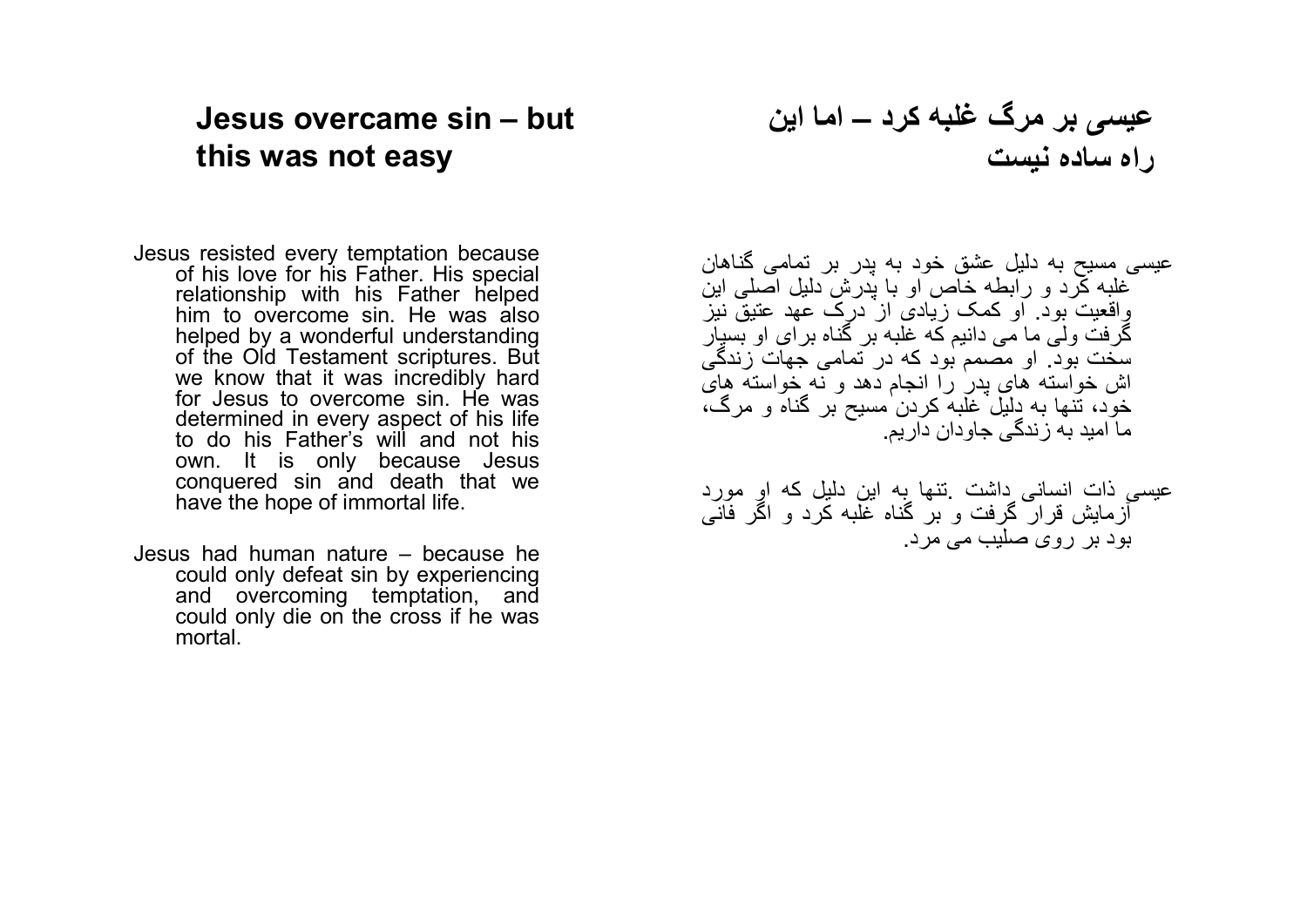## Jesus overcame sin – but this was not easy

Jesus resisted every temptation because of his love for his Father. His special relationship with his Father helped him to overcome sin. He was also helped by a wonderful understanding of the Old Testament scriptures. But we know that it was incredibly hard for Jesus to overcome sin. He was determined in every aspect of his life to do his Father's will and not his own. It is only because Jesus conquered sin and death that we have the hope of immortal life.

Jesus had human nature – because he could only defeat sin by experiencing and overcoming temptation, and could only die on the cross if he was mortal.

## عیسی بر مرگ غلبه کرد – اما این راه ساده نیست

عیسی مسیح به دلیل عشق خود به پدر بر تمامی گناهان غلبه کرد و رابطه خاص او با پدرش دلیل اصلی این واقعیت بود. او کمک زیادی از درک عهد عتیق نیز گرفت ولی ما می دانیم که غلبه بر گناه برای او بسیار سخت بود. او مصمم بود که در تمامی جهات زندگی اش خواسته های پدر را انجام دهد و نه خواسته های خود، تنها به دلیل غلبه کردن مسیح بر گناه و مرگ، ما امید به زندگی جاودان داریم.

عیسی ذات انسانی داشت .تنها به این دلیل که او مورد آزمایش قرار گرفت و بر گناه غلبه کرد و اگر فانی بود بر روی صلیب می مرد.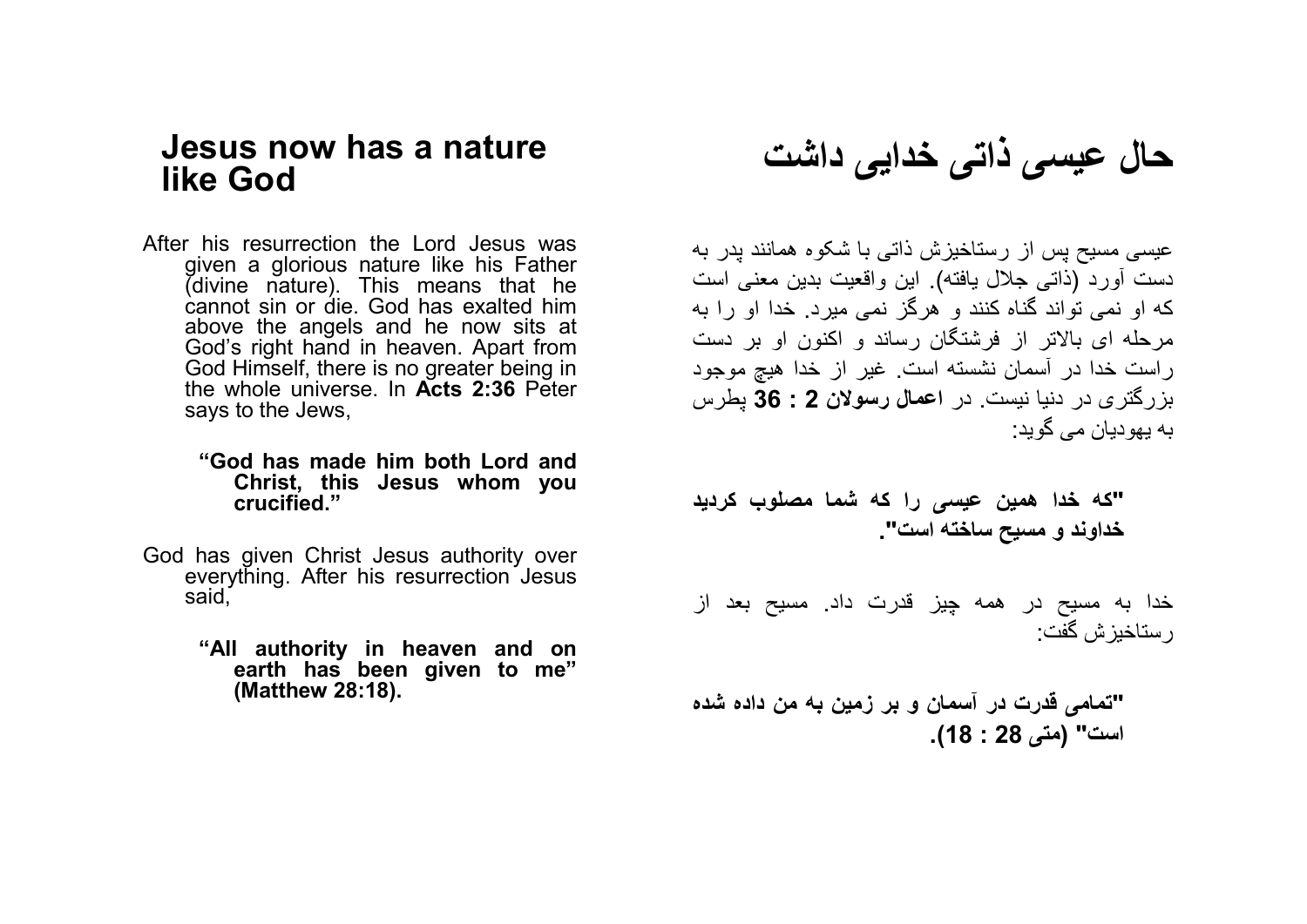## Jesus now has a nature like God

After his resurrection the Lord Jesus was given a glorious nature like his Father (divine nature). This means that he cannot sin or die. God has exalted him above the angels and he now sits at God's right hand in heaven. Apart from God Himself, there is no greater being in the whole universe. In **Acts 2:36** Peter says to the Jews,

> **"God has made him both Lord and Christ, this Jesus whom you crucified."**

God has given Christ Jesus authority over everything. After his resurrection Jesus said,

> **"All authority in heaven and on earth has been given to me" (Matthew 28:18).**

## حال عیسی ذاتی خدایی داشت

عیسی مسیح پس از رستاخیزش ذاتی با شکوه همانند پدر به دست آورد (ذاتی جلال یافته). این واقعیت بدین معنی است که او نمی تواند گناه کنند و هرگز نمی میرد. خدا او را به مرحله ای بالاتر از فرشتگان رساند و اکنون او بر دست راست خدا در آسمان نشسته است. غیر از خدا هیچ موجود بزرگتری در دنیا نیست. در **اعمال رسولان 2 : 36** پطرس به یهودیان می گوید:

> **"که خدا همین عیسی را که شما مصلوب کردید خداوند و مسیح ساخته است".**

خدا به مسیح در همه چیز قدرت داد. مسیح بعد از رستاخیزش گفت:

> **"تمامی قدرت در آسمان و بر زمین به من داده شده است" (متی 28 : 18).**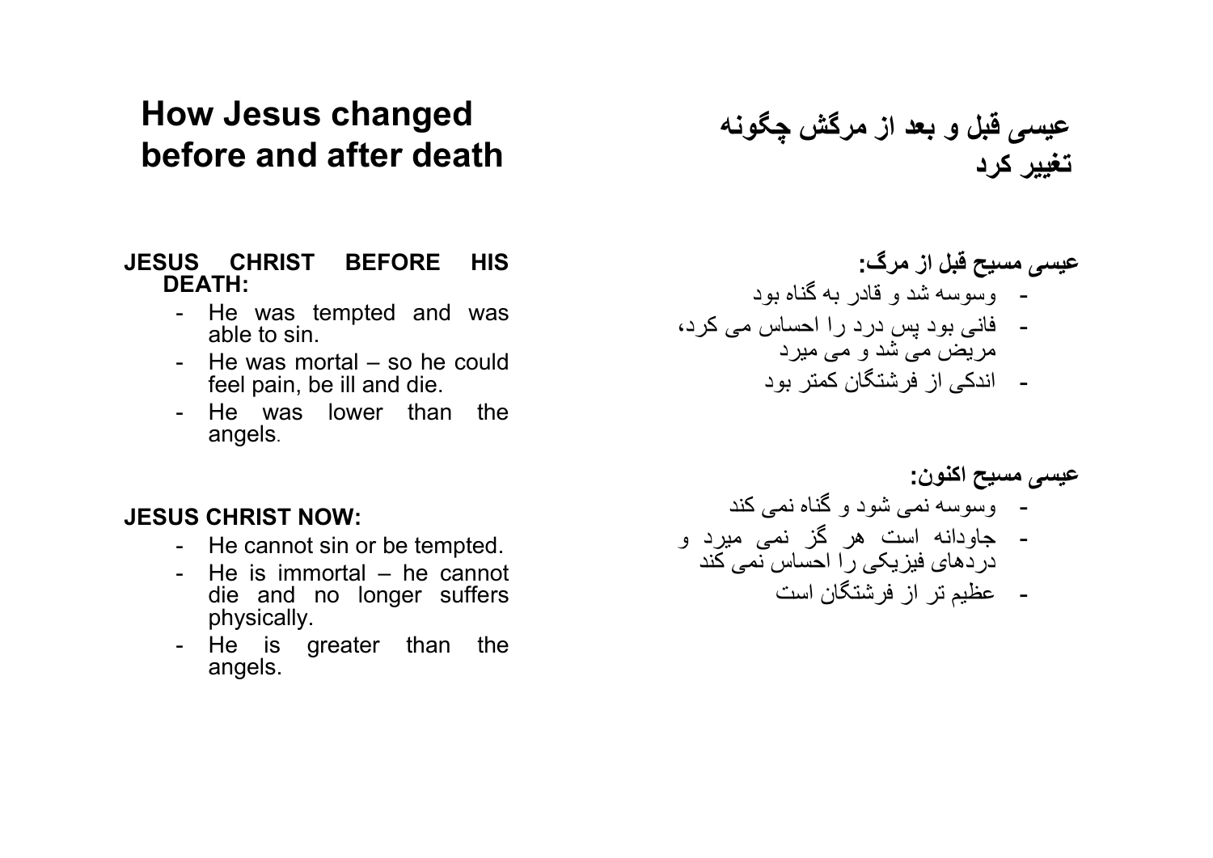# How Jesus changed before and after death

**JESUS CHRIST BEFORE HIS DEATH:**

- He was tempted and was able to sin.
- He was mortal – so he could feel pain, be ill and die.
- He was lower than the angels.

**JESUS CHRIST NOW:**

- He cannot sin or be tempted.
- He is immortal – he cannot die and no longer suffers physically.
- He is greater than the angels.

# عیسی قبل و بعد از مرگش چگونه تغییر کرد

**عیسی مسیح قبل از مرگ:**

- وسوسه شد و قادر به گناه بود
- فانی بود پس درد را احساس می کرد، مریض می شد و می میرد
- اندکی از فرشتگان کمتر بود

**عیسی مسیح اکنون:**

- وسوسه نمی شود و گناه نمی کند
- جاودانه است هر گز نمی میرد و دردهای فیزیکی را احساس نمی کند
- عظیم تر از فرشتگان است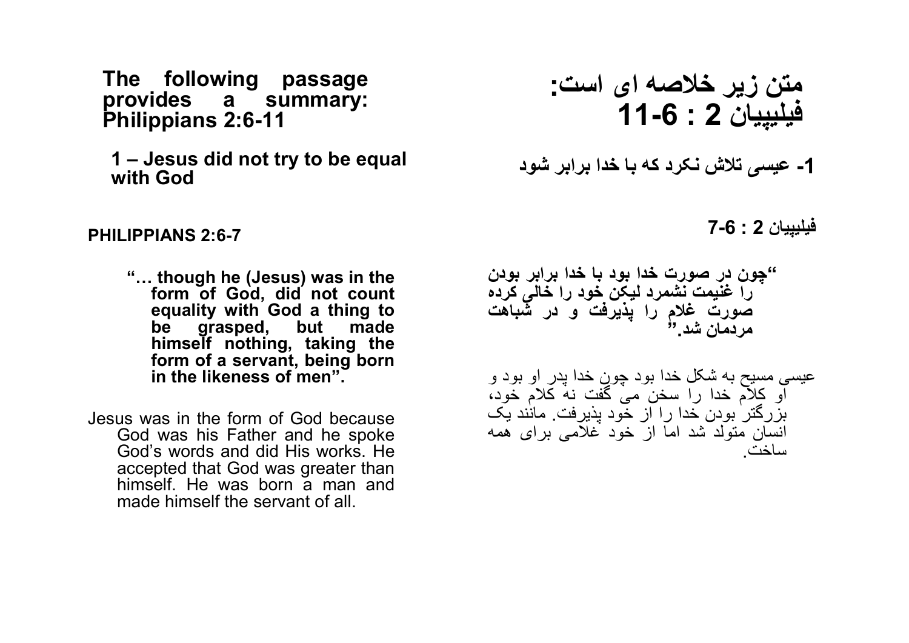**The following passage provides a summary: Philippians 2:6-11**

**1 – Jesus did not try to be equal with God**

**PHILIPPIANS 2:6-7**

**"… though he (Jesus) was in the form of God, did not count equality with God a thing to be grasped, but made himself nothing, taking the form of a servant, being born in the likeness of men".**

Jesus was in the form of God because God was his Father and he spoke God's words and did His works. He accepted that God was greater than himself. He was born a man and made himself the servant of all.

**متن زیر خلاصه ای است: فیلیپیان 2 : 6-11**

**1- عیسی تلاش نکرد که با خدا برابر شود**

**فیلیپیان 2 : 6-7**

**"چون در صورت خدا بود با خدا برابر بودن را غنیمت نشمرد لیکن خود را خالی کرده صورت غلام را پذیرفت و در شباهت مردمان شد."**

عیسی مسیح به شکل خدا بود چون خدا پدر او بود و او کلام خدا را سخن می گفت نه کلام خود، بزرگتر بودن خدا را از خود پذیرفت. مانند یک انسان متولد شد اما از خود غلامی برای همه ساخت.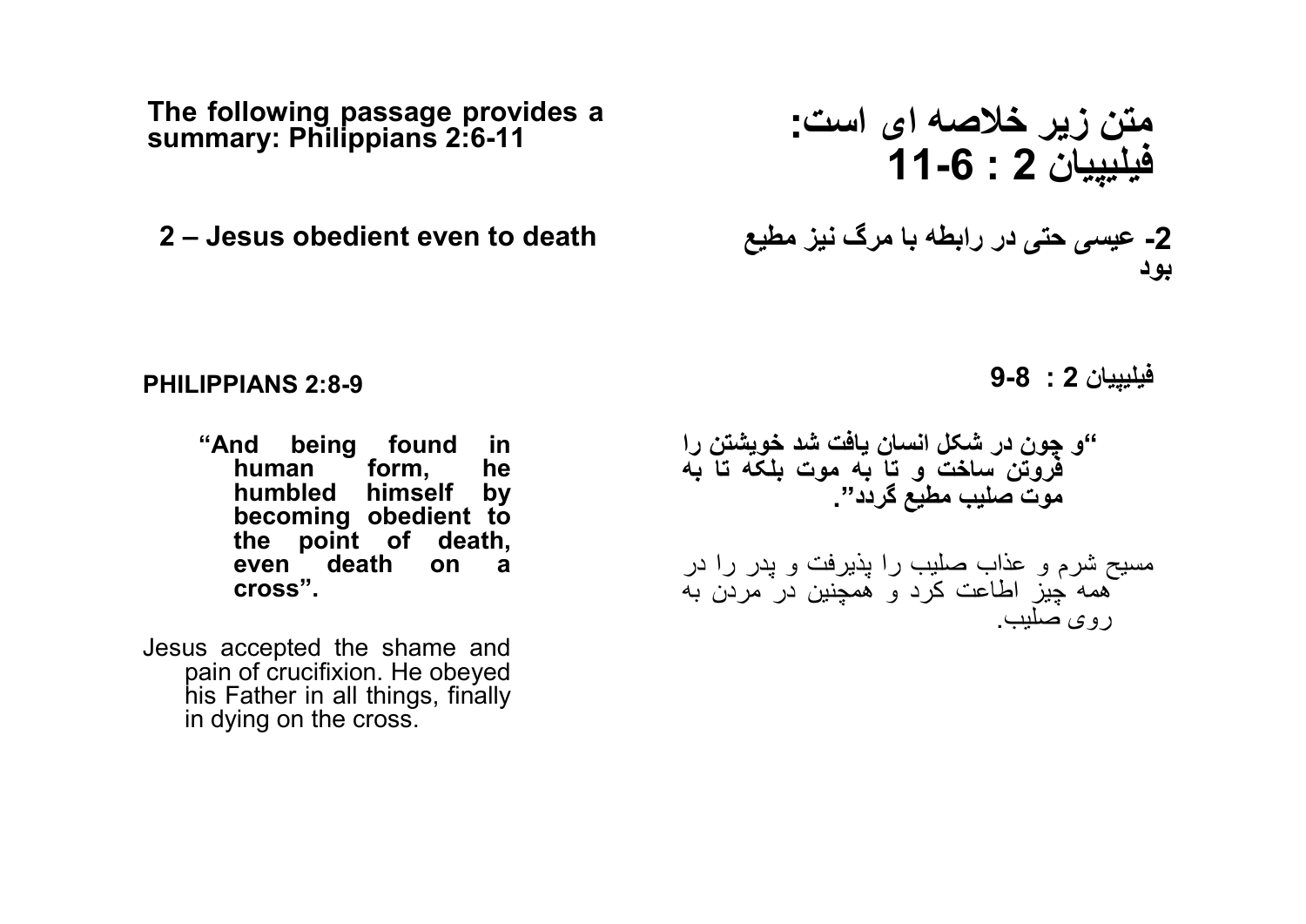**The following passage provides a summary: Philippians 2:6-11**

**متن زیر خلاصه ای است: فیلیپیان 2 : 6-11**

## 2 – Jesus obedient even to death

## 2- عیسی حتی در رابطه با مرگ نیز مطیع بود

**PHILIPPIANS 2:8-9**

**“And being found in human form, he humbled himself by becoming obedient to the point of death, even death on a cross”.**

Jesus accepted the shame and pain of crucifixion. He obeyed his Father in all things, finally in dying on the cross.

**فیلیپیان 2 : 8-9**

**“و چون در شکل انسان یافت شد خویشتن را فروتن ساخت و تا به موت بلکه تا به موت صلیب مطیع گردد”.**

مسیح شرم و عذاب صلیب را پذیرفت و پدر را در همه چیز اطاعت کرد و همچنین در مردن به روی صلیب.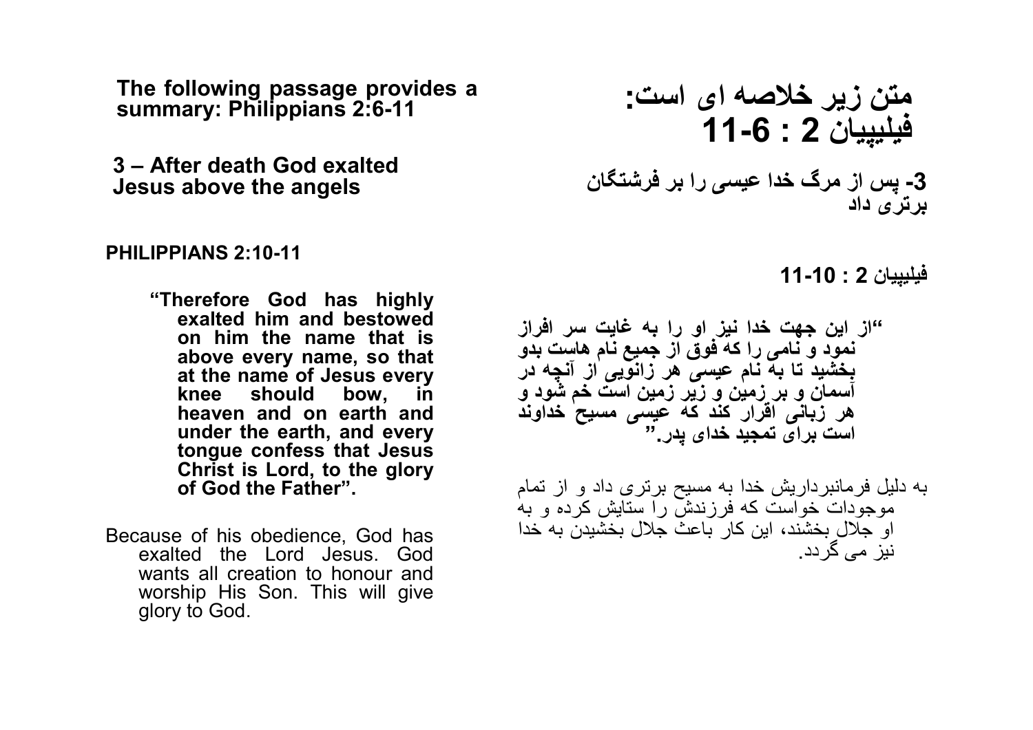**The following passage provides a summary: Philippians 2:6-11**

**3 – After death God exalted Jesus above the angels**

**PHILIPPIANS 2:10-11**

**"Therefore God has highly exalted him and bestowed on him the name that is above every name, so that at the name of Jesus every knee should bow, in heaven and on earth and under the earth, and every tongue confess that Jesus Christ is Lord, to the glory of God the Father".**

Because of his obedience, God has exalted the Lord Jesus. God wants all creation to honour and worship His Son. This will give glory to God.

**متن زیر خلاصه ای است:**
**فیلیپیان 2 : 6-11**

**3- پس از مرگ خدا عیسی را بر فرشتگان برتری داد**

**فیلیپیان 2 : 10-11**

**"از این جهت خدا نیز او را به غایت سر افراز نمود و نامی را که فوق از جمیع نام هاست بدو بخشید تا به نام عیسی هر زانویی از آنچه در آسمان و بر زمین و زیر زمین است خم شود و هر زبانی اقرار کند که عیسی مسیح خداوند است برای تمجید خدای پدر."**

به دلیل فرمانبرداریش خدا به مسیح برتری داد و از تمام موجودات خواست که فرزندش را ستایش کرده و به او جلال بخشند، این کار باعث جلال بخشیدن به خدا نیز می گردد.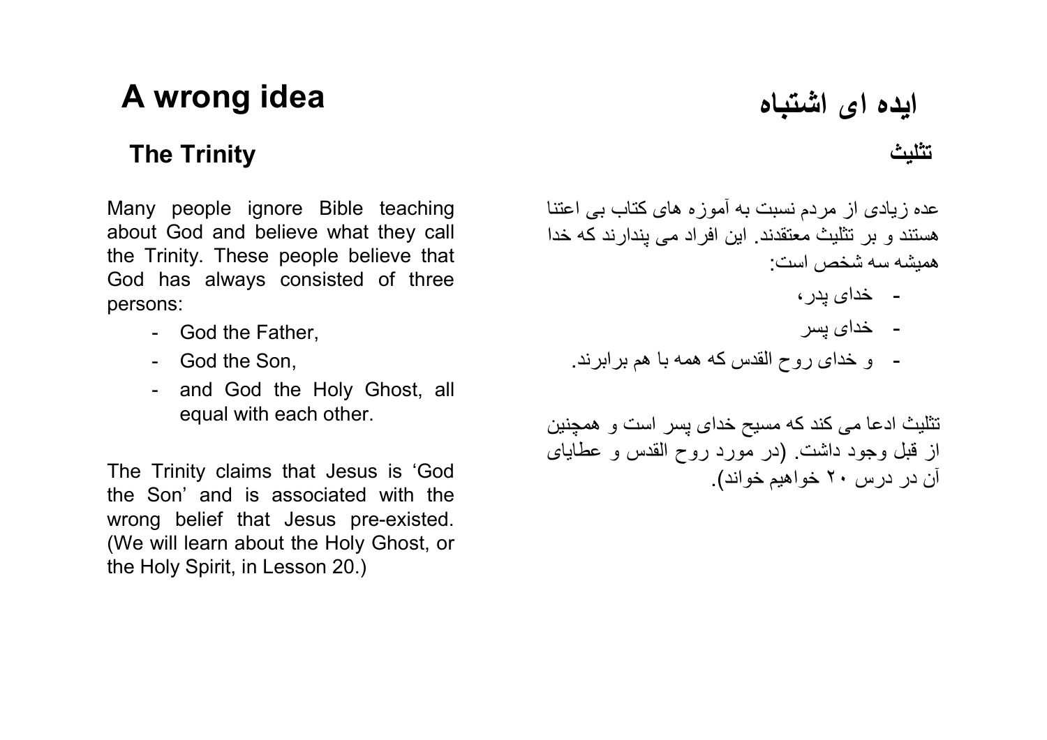# A wrong idea

## The Trinity

Many people ignore Bible teaching about God and believe what they call the Trinity. These people believe that God has always consisted of three persons:

- God the Father,
- God the Son,
- and God the Holy Ghost, all equal with each other.

The Trinity claims that Jesus is 'God the Son' and is associated with the wrong belief that Jesus pre-existed. (We will learn about the Holy Ghost, or the Holy Spirit, in Lesson 20.)

# ایده ای اشتباه

## تثلیث

عده زیادی از مردم نسبت به آموزه های کتاب بی اعتنا هستند و بر تثلیث معتقدند. این افراد می پندارند که خدا همیشه سه شخص است:

- خدای پدر،
- خدای پسر
- و خدای روح القدس که همه با هم برابرند.

تثلیث ادعا می کند که مسیح خدای پسر است و همچنین از قبل وجود داشت. (در مورد روح القدس و عطایای آن در درس ۲۰ خواهیم خواند).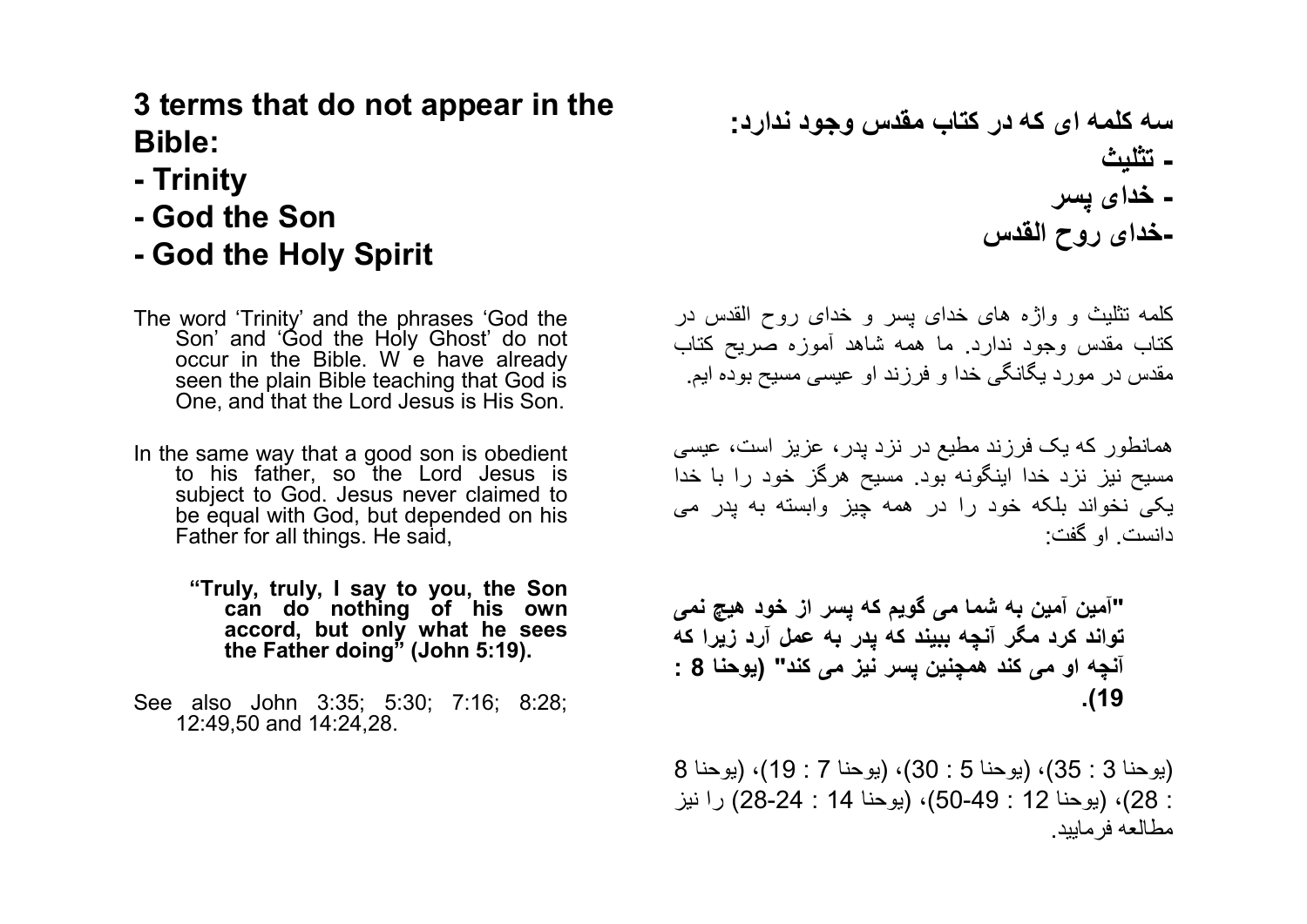**3 terms that do not appear in the Bible:**

**- Trinity**

**- God the Son**

**- God the Holy Spirit**

The word 'Trinity' and the phrases 'God the Son' and 'God the Holy Ghost' do not occur in the Bible. W e have already seen the plain Bible teaching that God is One, and that the Lord Jesus is His Son.

In the same way that a good son is obedient to his father, so the Lord Jesus is subject to God. Jesus never claimed to be equal with God, but depended on his Father for all things. He said,

> **"Truly, truly, I say to you, the Son can do nothing of his own accord, but only what he sees the Father doing" (John 5:19).**

See also John 3:35; 5:30; 7:16; 8:28; 12:49,50 and 14:24,28.

**سه کلمه ای که در کتاب مقدس وجود ندارد:**

**- تثلیث**

**- خدای پسر**

**-خدای روح القدس**

کلمه تثلیث و واژه های خدای پسر و خدای روح القدس در کتاب مقدس وجود ندارد. ما همه شاهد آموزه صریح کتاب مقدس در مورد یگانگی خدا و فرزند او عیسی مسیح بوده ایم.

همانطور که یک فرزند مطیع در نزد پدر، عزیز است، عیسی مسیح نیز نزد خدا اینگونه بود. مسیح هرگز خود را با خدا یکی نخواند بلکه خود را در همه چیز وابسته به پدر می دانست. او گفت:

> **"آمین آمین به شما می گویم که پسر از خود هیچ نمی تواند کرد مگر آنچه ببیند که پدر به عمل آرد زیرا که آنچه او می کند همچنین پسر نیز می کند" (یوحنا 8 : 19).**

(یوحنا 3 : 35)، (یوحنا 5 : 30)، (یوحنا 7 : 19)، (یوحنا 8 : 28)، (یوحنا 12 : 49-50)، (یوحنا 14 : 24-28) را نیز مطالعه فرمایید.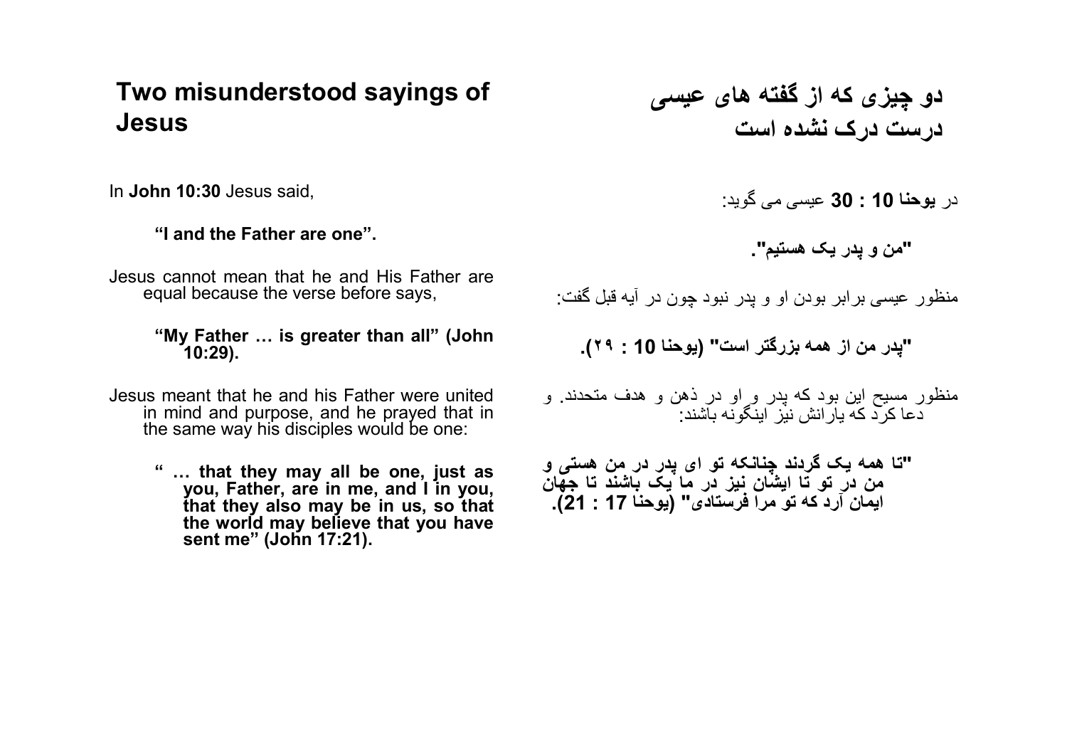## Two misunderstood sayings of Jesus

In **John 10:30** Jesus said,

**"I and the Father are one".**

Jesus cannot mean that he and His Father are equal because the verse before says,

**"My Father … is greater than all" (John 10:29).**

Jesus meant that he and his Father were united in mind and purpose, and he prayed that in the same way his disciples would be one:

**" … that they may all be one, just as you, Father, are in me, and I in you, that they also may be in us, so that the world may believe that you have sent me" (John 17:21).**

## دو چیزی که از گفته های عیسی درست درک نشده است

در **یوحنا 10 : 30** عیسی می گوید:

**"من و پدر یک هستیم".**

منظور عیسی برابر بودن او و پدر نبود چون در آیه قبل گفت:

**"پدر من از همه بزرگتر است" (یوحنا 10 : ۲۹).**

منظور مسیح این بود که پدر و او در ذهن و هدف متحدند. و دعا کرد که یارانش نیز اینگونه باشند:

**"تا همه یک گردند چنانکه تو ای پدر در من هستی و من در تو تا ایشان نیز در ما یک باشند تا جهان ایمان آرد که تو مرا فرستادی" (یوحنا 17 : 21).**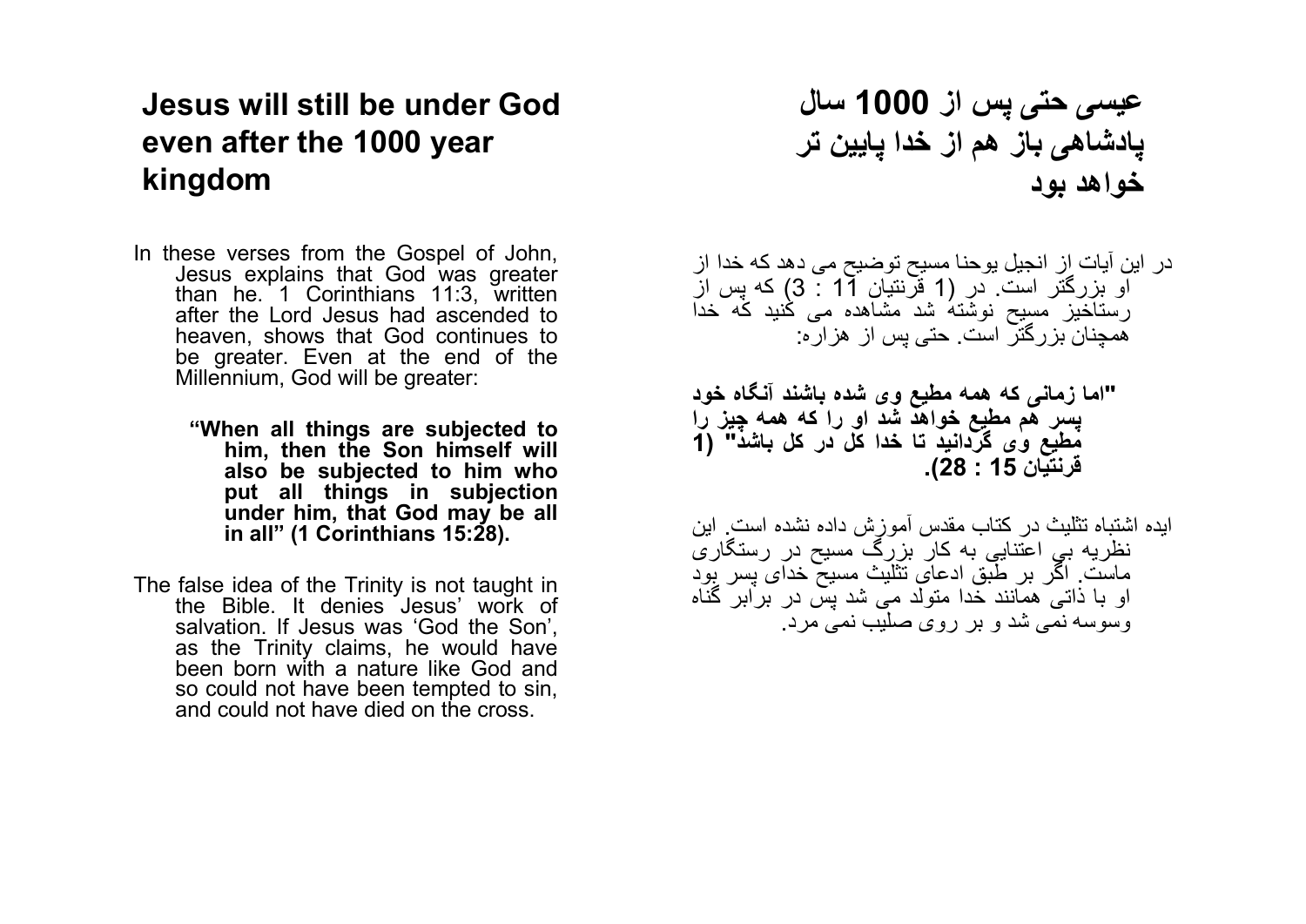## Jesus will still be under God even after the 1000 year kingdom

In these verses from the Gospel of John, Jesus explains that God was greater than he. 1 Corinthians 11:3, written after the Lord Jesus had ascended to heaven, shows that God continues to be greater. Even at the end of the Millennium, God will be greater:

> **"When all things are subjected to him, then the Son himself will also be subjected to him who put all things in subjection under him, that God may be all in all" (1 Corinthians 15:28).**

The false idea of the Trinity is not taught in the Bible. It denies Jesus' work of salvation. If Jesus was 'God the Son', as the Trinity claims, he would have been born with a nature like God and so could not have been tempted to sin, and could not have died on the cross.

## عیسی حتی پس از 1000 سال پادشاهی باز هم از خدا پایین تر خواهد بود

در این آیات از انجیل یوحنا مسیح توضیح می دهد که خدا از او بزرگتر است. در (1 قرنتیان 11 : 3) که پس از رستاخیز مسیح نوشته شد مشاهده می کنید که خدا همچنان بزرگتر است. حتی پس از هزاره:

> **"اما زمانی که همه مطیع وی شده باشند آنگاه خود پسر هم مطیع خواهد شد او را که همه چیز را مطیع وی گردانید تا خدا کل در کل باشد" (1 قرنتیان 15 : 28).**

ایده اشتباه تثلیث در کتاب مقدس آموزش داده نشده است. این نظریه بی اعتنایی به کار بزرگ مسیح در رستگاری ماست. اگر بر طبق ادعای تثلیث مسیح خدای پسر بود او با ذاتی همانند خدا متولد می شد پس در برابر گناه وسوسه نمی شد و بر روی صلیب نمی مرد.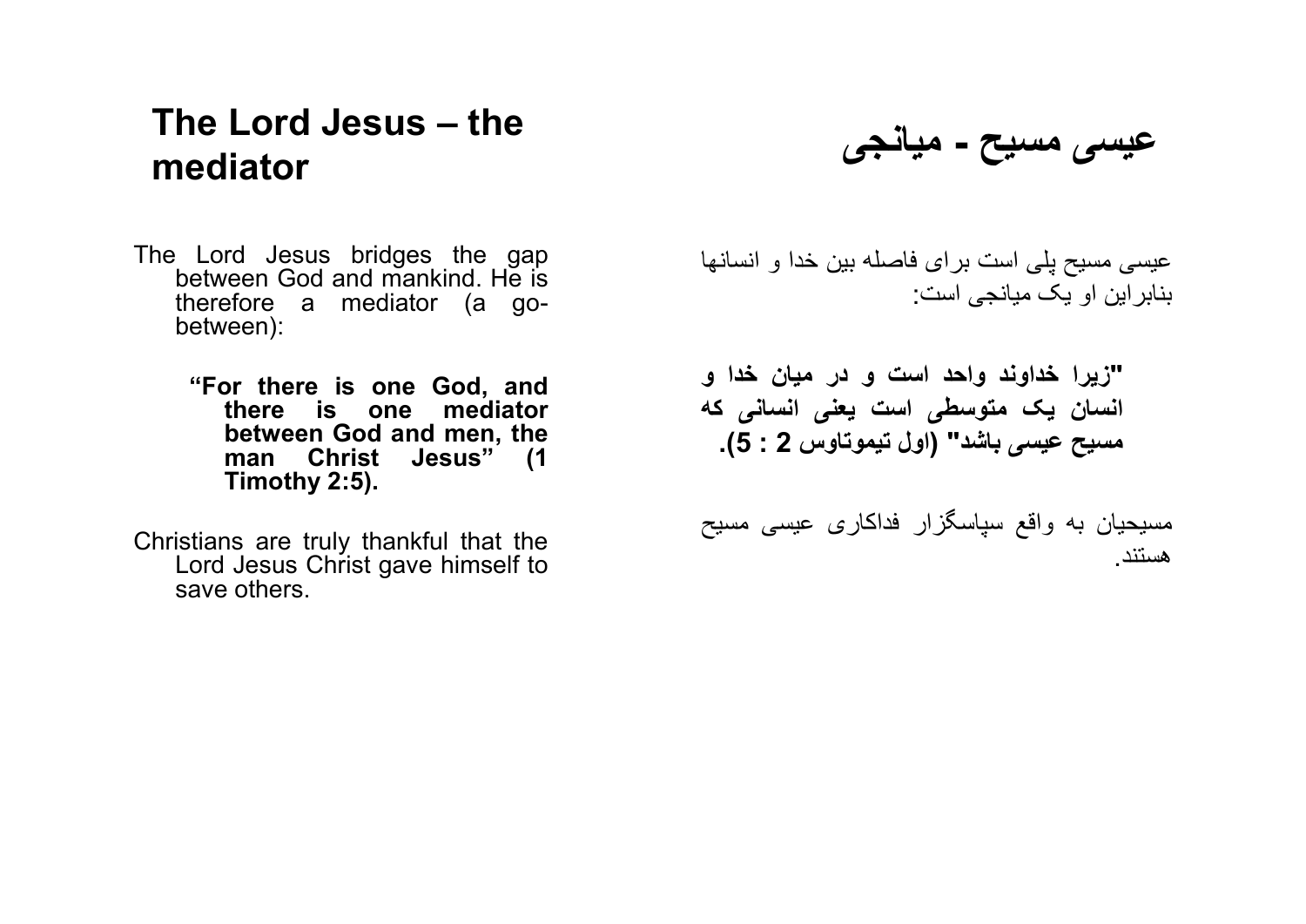## The Lord Jesus – the mediator

The Lord Jesus bridges the gap between God and mankind. He is therefore a mediator (a go-between):

> **“For there is one God, and there is one mediator between God and men, the man Christ Jesus” (1 Timothy 2:5).**

Christians are truly thankful that the Lord Jesus Christ gave himself to save others.

## عیسی مسیح - میانجی

عیسی مسیح پلی است برای فاصله بین خدا و انسانها بنابراین او یک میانجی است:

> **"زیرا خداوند واحد است و در میان خدا و انسان یک متوسطی است یعنی انسانی که مسیح عیسی باشد" (اول تیموتاوس 2 : 5).**

مسیحیان به واقع سپاسگزار فداکاری عیسی مسیح هستند.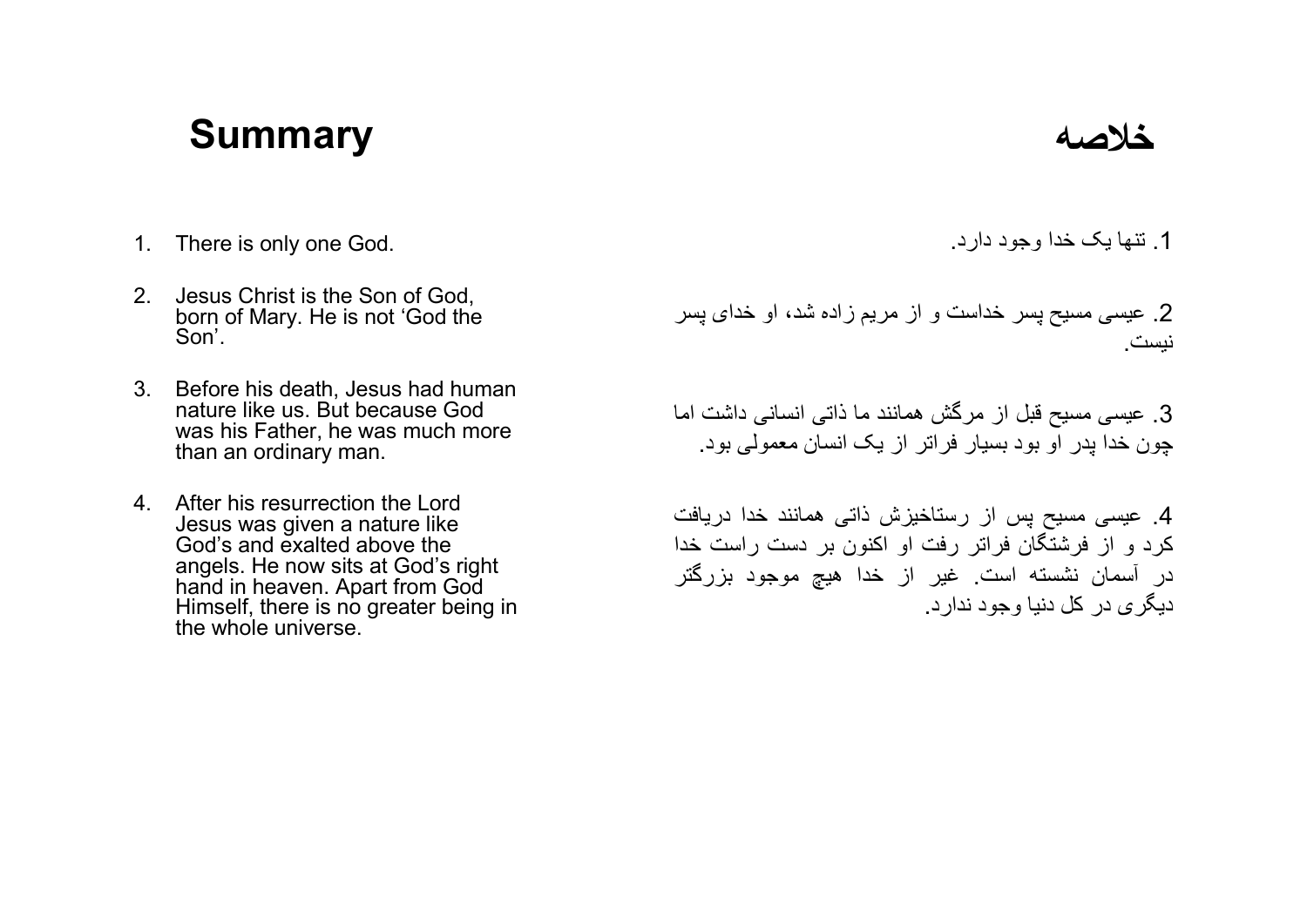## Summary

1. There is only one God.

2. Jesus Christ is the Son of God, born of Mary. He is not 'God the Son'.

3. Before his death, Jesus had human nature like us. But because God was his Father, he was much more than an ordinary man.

4. After his resurrection the Lord Jesus was given a nature like God's and exalted above the angels. He now sits at God's right hand in heaven. Apart from God Himself, there is no greater being in the whole universe.

## خلاصه

1. تنها یک خدا وجود دارد.

2. عیسی مسیح پسر خداست و از مریم زاده شد، او خدای پسر نیست.

3. عیسی مسیح قبل از مرگش همانند ما ذاتی انسانی داشت اما چون خدا پدر او بود بسیار فراتر از یک انسان معمولی بود.

4. عیسی مسیح پس از رستاخیزش ذاتی همانند خدا دریافت کرد و از فرشتگان فراتر رفت او اکنون بر دست راست خدا در آسمان نشسته است. غیر از خدا هیچ موجود بزرگتر دیگری در کل دنیا وجود ندارد.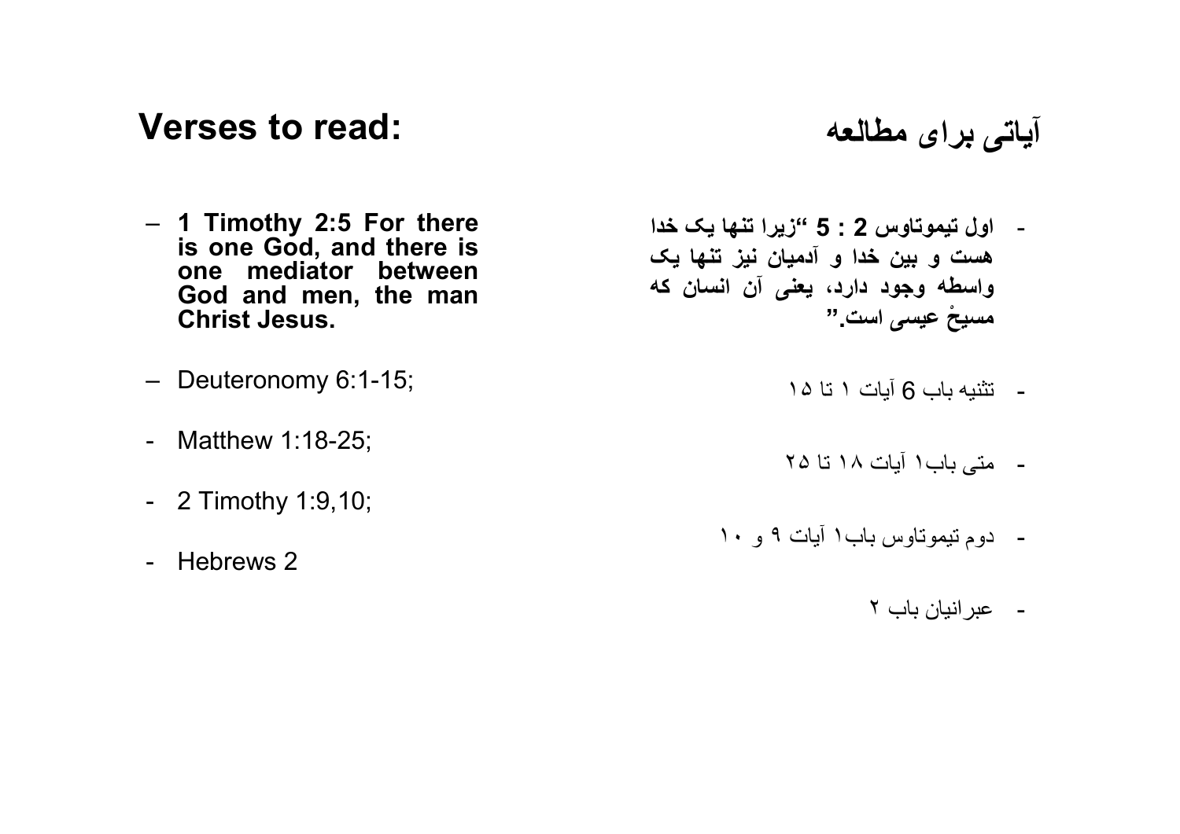## Verses to read:

- **1 Timothy 2:5 For there is one God, and there is one mediator between God and men, the man Christ Jesus.**
- Deuteronomy 6:1-15;
- Matthew 1:18-25;
- 2 Timothy 1:9,10;
- Hebrews 2

## آیاتی برای مطالعه

- **اول تیموتاوس 2 : 5 "زیرا تنها یک خدا هست و بین خدا و آدمیان نیز تنها یک واسطه وجود دارد، یعنی آن انسان که مسیحْ عیسی است."**
- تثنیه باب 6 آیات ۱ تا ۱۵
- متی باب۱ آیات ۱۸ تا ۲۵
- دوم تیموتاوس باب۱ آیات ۹ و ۱۰
- عبرانیان باب ۲